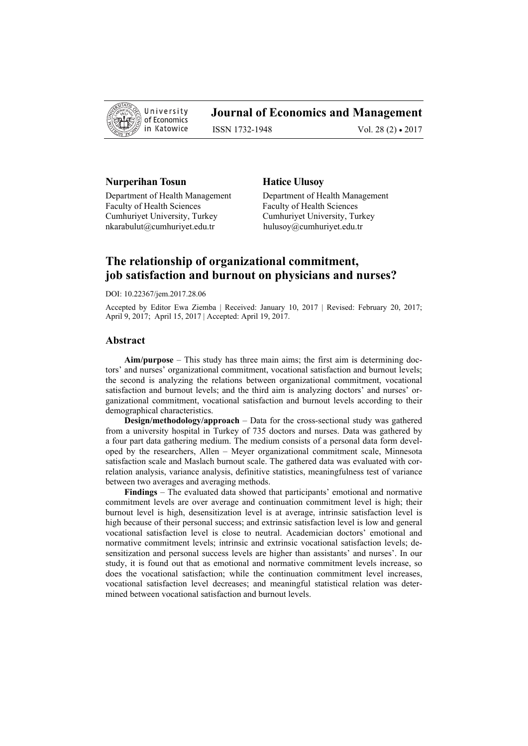Journal of Economics and Management

ISSN 1732-1948 Vol. 28 (2) • 2017

**Nurperihan Tosun**

Department of Health Management
Faculty of Health Sciences
Cumhuriyet University, Turkey
nkarabulut@cumhuriyet.edu.tr

**Hatice Ulusoy**

Department of Health Management
Faculty of Health Sciences
Cumhuriyet University, Turkey
hulusoy@cumhuriyet.edu.tr

# The relationship of organizational commitment, job satisfaction and burnout on physicians and nurses?

DOI: 10.22367/jem.2017.28.06

Accepted by Editor Ewa Ziemba | Received: January 10, 2017 | Revised: February 20, 2017; April 9, 2017; April 15, 2017 | Accepted: April 19, 2017.

## Abstract

**Aim/purpose** – This study has three main aims; the first aim is determining doctors' and nurses' organizational commitment, vocational satisfaction and burnout levels; the second is analyzing the relations between organizational commitment, vocational satisfaction and burnout levels; and the third aim is analyzing doctors' and nurses' organizational commitment, vocational satisfaction and burnout levels according to their demographical characteristics.

**Design/methodology/approach** – Data for the cross-sectional study was gathered from a university hospital in Turkey of 735 doctors and nurses. Data was gathered by a four part data gathering medium. The medium consists of a personal data form developed by the researchers, Allen – Meyer organizational commitment scale, Minnesota satisfaction scale and Maslach burnout scale. The gathered data was evaluated with correlation analysis, variance analysis, definitive statistics, meaningfulness test of variance between two averages and averaging methods.

**Findings** – The evaluated data showed that participants' emotional and normative commitment levels are over average and continuation commitment level is high; their burnout level is high, desensitization level is at average, intrinsic satisfaction level is high because of their personal success; and extrinsic satisfaction level is low and general vocational satisfaction level is close to neutral. Academician doctors' emotional and normative commitment levels; intrinsic and extrinsic vocational satisfaction levels; desensitization and personal success levels are higher than assistants' and nurses'. In our study, it is found out that as emotional and normative commitment levels increase, so does the vocational satisfaction; while the continuation commitment level increases, vocational satisfaction level decreases; and meaningful statistical relation was determined between vocational satisfaction and burnout levels.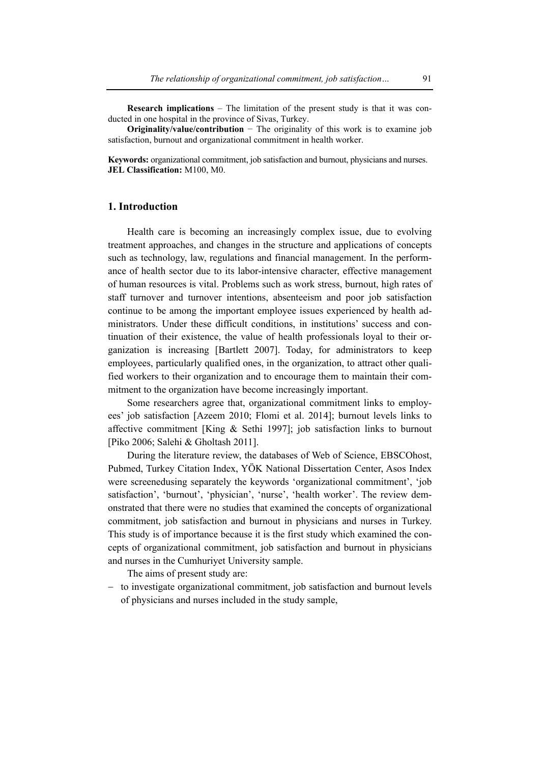**Research implications** – The limitation of the present study is that it was conducted in one hospital in the province of Sivas, Turkey.

**Originality/value/contribution** − The originality of this work is to examine job satisfaction, burnout and organizational commitment in health worker.

**Keywords:** organizational commitment, job satisfaction and burnout, physicians and nurses.
**JEL Classification:** M100, M0.

## 1. Introduction

Health care is becoming an increasingly complex issue, due to evolving treatment approaches, and changes in the structure and applications of concepts such as technology, law, regulations and financial management. In the performance of health sector due to its labor-intensive character, effective management of human resources is vital. Problems such as work stress, burnout, high rates of staff turnover and turnover intentions, absenteeism and poor job satisfaction continue to be among the important employee issues experienced by health administrators. Under these difficult conditions, in institutions' success and continuation of their existence, the value of health professionals loyal to their organization is increasing [Bartlett 2007]. Today, for administrators to keep employees, particularly qualified ones, in the organization, to attract other qualified workers to their organization and to encourage them to maintain their commitment to the organization have become increasingly important.

Some researchers agree that, organizational commitment links to employees' job satisfaction [Azeem 2010; Flomi et al. 2014]; burnout levels links to affective commitment [King & Sethi 1997]; job satisfaction links to burnout [Piko 2006; Salehi & Gholtash 2011].

During the literature review, the databases of Web of Science, EBSCOhost, Pubmed, Turkey Citation Index, YÖK National Dissertation Center, Asos Index were screenedusing separately the keywords 'organizational commitment', 'job satisfaction', 'burnout', 'physician', 'nurse', 'health worker'. The review demonstrated that there were no studies that examined the concepts of organizational commitment, job satisfaction and burnout in physicians and nurses in Turkey. This study is of importance because it is the first study which examined the concepts of organizational commitment, job satisfaction and burnout in physicians and nurses in the Cumhuriyet University sample.

The aims of present study are:

- to investigate organizational commitment, job satisfaction and burnout levels of physicians and nurses included in the study sample,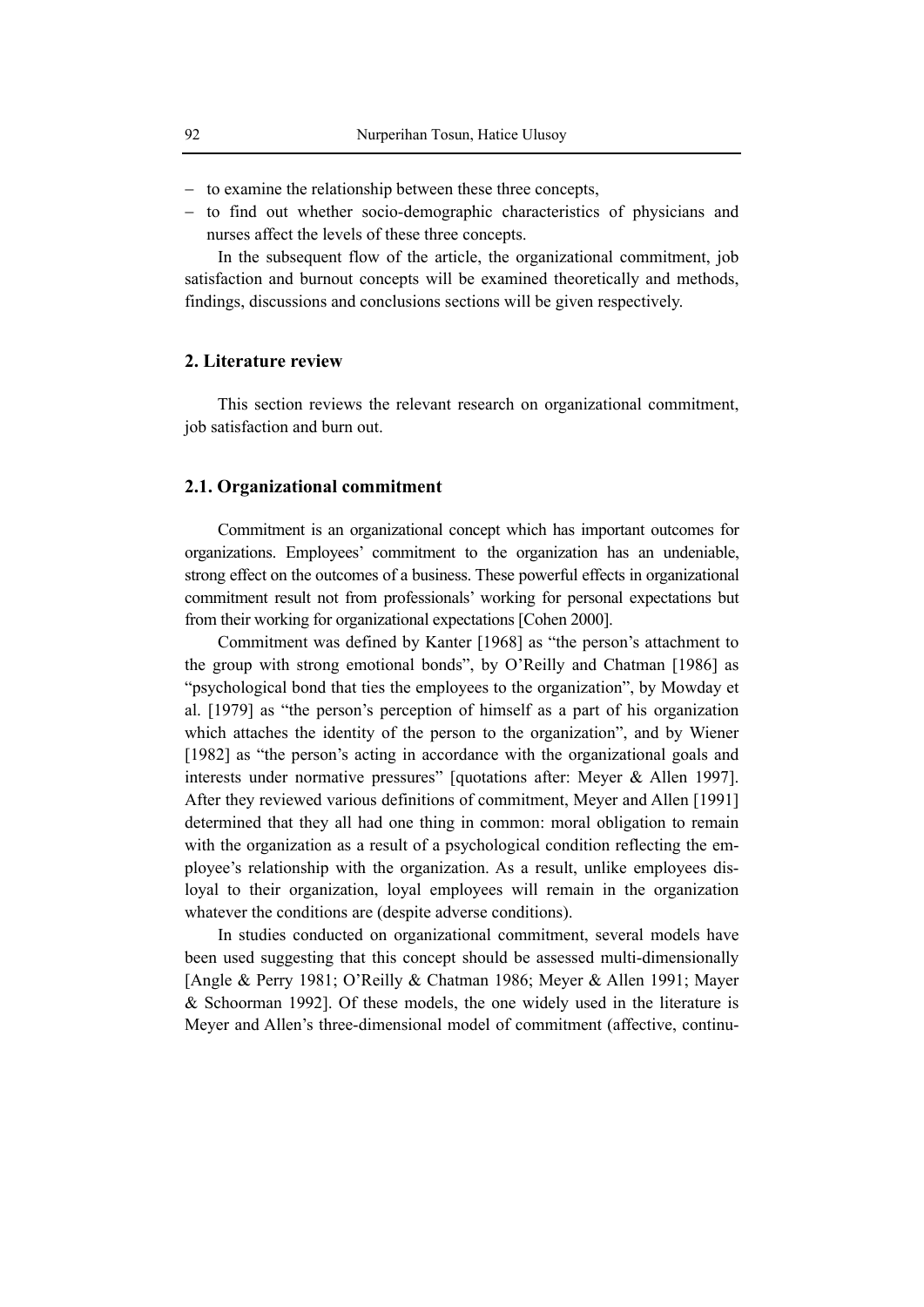- to examine the relationship between these three concepts,
- to find out whether socio-demographic characteristics of physicians and nurses affect the levels of these three concepts.

In the subsequent flow of the article, the organizational commitment, job satisfaction and burnout concepts will be examined theoretically and methods, findings, discussions and conclusions sections will be given respectively.

## 2. Literature review

This section reviews the relevant research on organizational commitment, job satisfaction and burn out.

### 2.1. Organizational commitment

Commitment is an organizational concept which has important outcomes for organizations. Employees' commitment to the organization has an undeniable, strong effect on the outcomes of a business. These powerful effects in organizational commitment result not from professionals' working for personal expectations but from their working for organizational expectations [Cohen 2000].

Commitment was defined by Kanter [1968] as "the person's attachment to the group with strong emotional bonds", by O'Reilly and Chatman [1986] as "psychological bond that ties the employees to the organization", by Mowday et al. [1979] as "the person's perception of himself as a part of his organization which attaches the identity of the person to the organization", and by Wiener [1982] as "the person's acting in accordance with the organizational goals and interests under normative pressures" [quotations after: Meyer & Allen 1997]. After they reviewed various definitions of commitment, Meyer and Allen [1991] determined that they all had one thing in common: moral obligation to remain with the organization as a result of a psychological condition reflecting the employee's relationship with the organization. As a result, unlike employees disloyal to their organization, loyal employees will remain in the organization whatever the conditions are (despite adverse conditions).

In studies conducted on organizational commitment, several models have been used suggesting that this concept should be assessed multi-dimensionally [Angle & Perry 1981; O'Reilly & Chatman 1986; Meyer & Allen 1991; Mayer & Schoorman 1992]. Of these models, the one widely used in the literature is Meyer and Allen's three-dimensional model of commitment (affective, continu-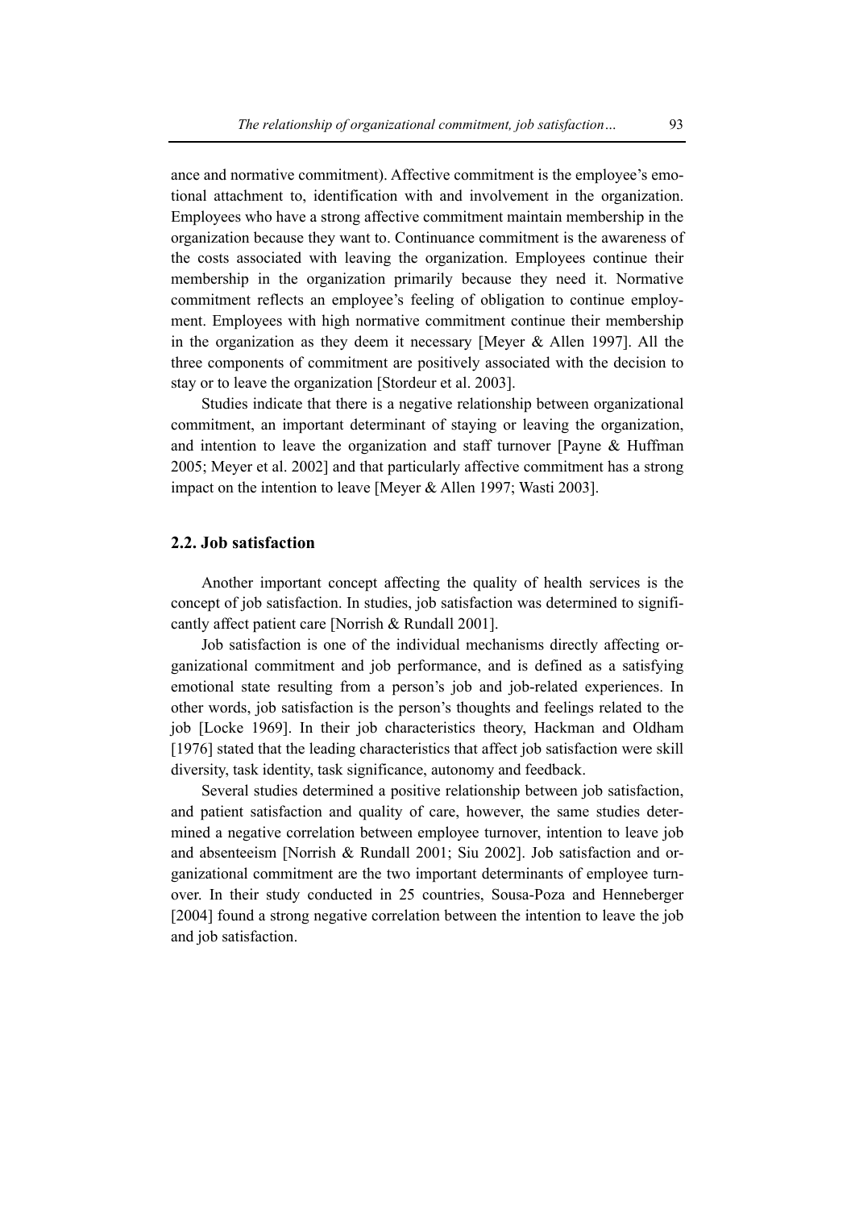ance and normative commitment). Affective commitment is the employee's emotional attachment to, identification with and involvement in the organization. Employees who have a strong affective commitment maintain membership in the organization because they want to. Continuance commitment is the awareness of the costs associated with leaving the organization. Employees continue their membership in the organization primarily because they need it. Normative commitment reflects an employee's feeling of obligation to continue employment. Employees with high normative commitment continue their membership in the organization as they deem it necessary [Meyer & Allen 1997]. All the three components of commitment are positively associated with the decision to stay or to leave the organization [Stordeur et al. 2003].

Studies indicate that there is a negative relationship between organizational commitment, an important determinant of staying or leaving the organization, and intention to leave the organization and staff turnover [Payne & Huffman 2005; Meyer et al. 2002] and that particularly affective commitment has a strong impact on the intention to leave [Meyer & Allen 1997; Wasti 2003].

## 2.2. Job satisfaction

Another important concept affecting the quality of health services is the concept of job satisfaction. In studies, job satisfaction was determined to significantly affect patient care [Norrish & Rundall 2001].

Job satisfaction is one of the individual mechanisms directly affecting organizational commitment and job performance, and is defined as a satisfying emotional state resulting from a person's job and job-related experiences. In other words, job satisfaction is the person's thoughts and feelings related to the job [Locke 1969]. In their job characteristics theory, Hackman and Oldham [1976] stated that the leading characteristics that affect job satisfaction were skill diversity, task identity, task significance, autonomy and feedback.

Several studies determined a positive relationship between job satisfaction, and patient satisfaction and quality of care, however, the same studies determined a negative correlation between employee turnover, intention to leave job and absenteeism [Norrish & Rundall 2001; Siu 2002]. Job satisfaction and organizational commitment are the two important determinants of employee turnover. In their study conducted in 25 countries, Sousa-Poza and Henneberger [2004] found a strong negative correlation between the intention to leave the job and job satisfaction.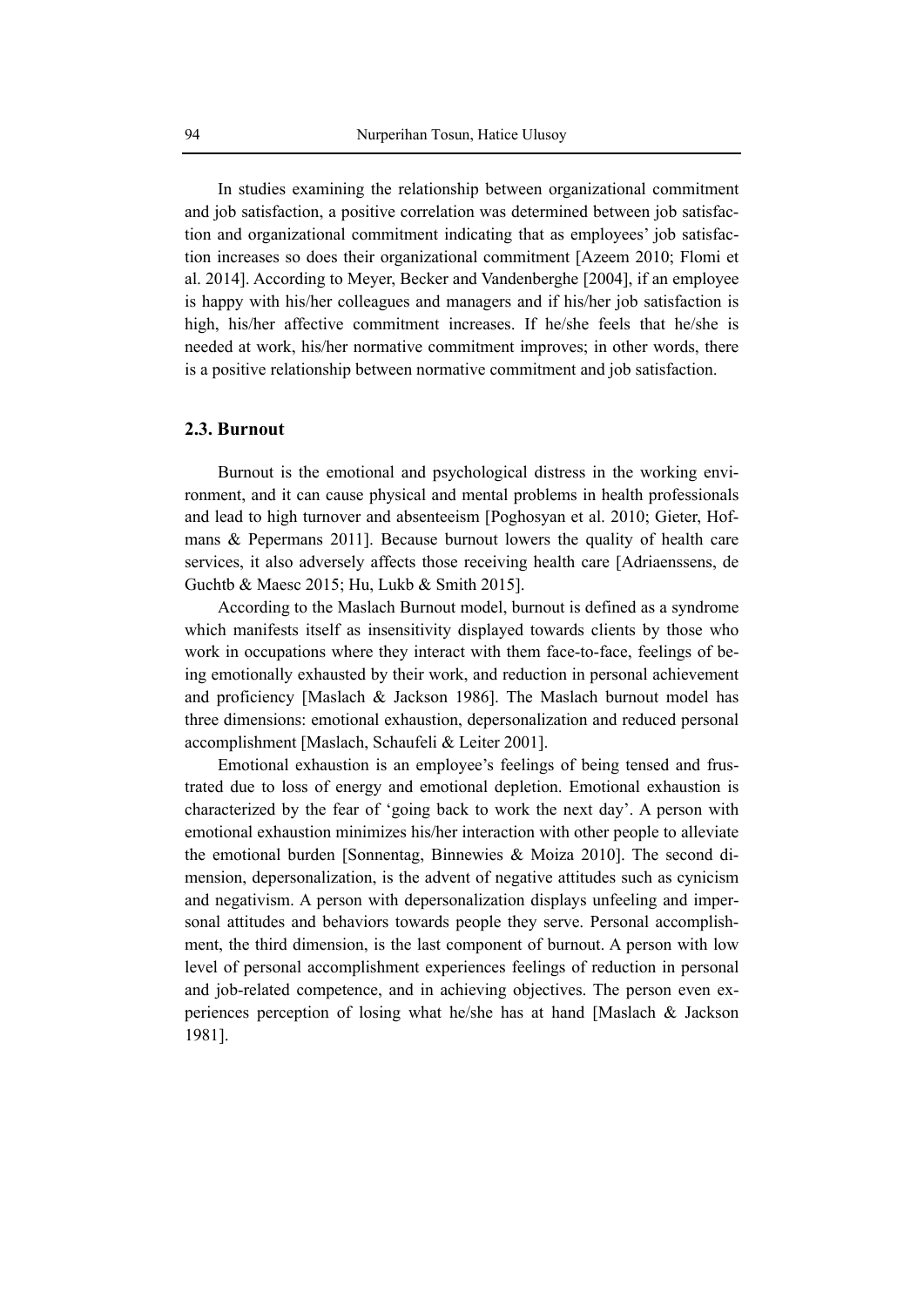In studies examining the relationship between organizational commitment and job satisfaction, a positive correlation was determined between job satisfaction and organizational commitment indicating that as employees' job satisfaction increases so does their organizational commitment [Azeem 2010; Flomi et al. 2014]. According to Meyer, Becker and Vandenberghe [2004], if an employee is happy with his/her colleagues and managers and if his/her job satisfaction is high, his/her affective commitment increases. If he/she feels that he/she is needed at work, his/her normative commitment improves; in other words, there is a positive relationship between normative commitment and job satisfaction.

## 2.3. Burnout

Burnout is the emotional and psychological distress in the working environment, and it can cause physical and mental problems in health professionals and lead to high turnover and absenteeism [Poghosyan et al. 2010; Gieter, Hofmans & Pepermans 2011]. Because burnout lowers the quality of health care services, it also adversely affects those receiving health care [Adriaenssens, de Guchtb & Maesc 2015; Hu, Lukb & Smith 2015].

According to the Maslach Burnout model, burnout is defined as a syndrome which manifests itself as insensitivity displayed towards clients by those who work in occupations where they interact with them face-to-face, feelings of being emotionally exhausted by their work, and reduction in personal achievement and proficiency [Maslach & Jackson 1986]. The Maslach burnout model has three dimensions: emotional exhaustion, depersonalization and reduced personal accomplishment [Maslach, Schaufeli & Leiter 2001].

Emotional exhaustion is an employee's feelings of being tensed and frustrated due to loss of energy and emotional depletion. Emotional exhaustion is characterized by the fear of 'going back to work the next day'. A person with emotional exhaustion minimizes his/her interaction with other people to alleviate the emotional burden [Sonnentag, Binnewies & Moiza 2010]. The second dimension, depersonalization, is the advent of negative attitudes such as cynicism and negativism. A person with depersonalization displays unfeeling and impersonal attitudes and behaviors towards people they serve. Personal accomplishment, the third dimension, is the last component of burnout. A person with low level of personal accomplishment experiences feelings of reduction in personal and job-related competence, and in achieving objectives. The person even experiences perception of losing what he/she has at hand [Maslach & Jackson 1981].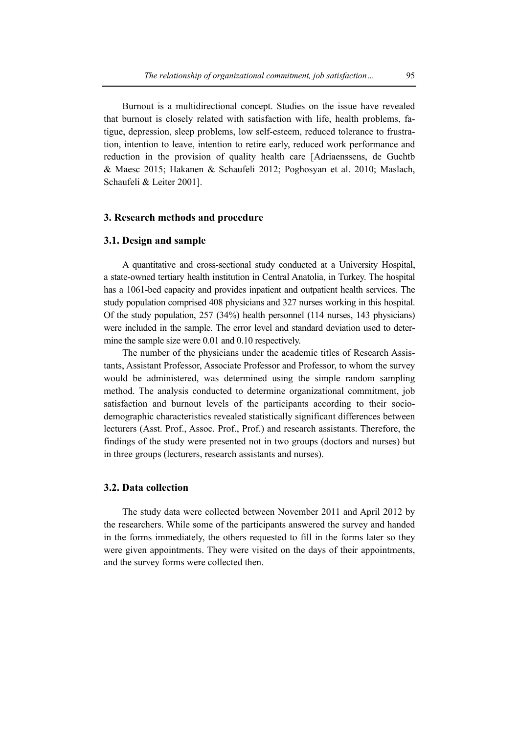Burnout is a multidirectional concept. Studies on the issue have revealed that burnout is closely related with satisfaction with life, health problems, fatigue, depression, sleep problems, low self-esteem, reduced tolerance to frustration, intention to leave, intention to retire early, reduced work performance and reduction in the provision of quality health care [Adriaenssens, de Guchtb & Maesc 2015; Hakanen & Schaufeli 2012; Poghosyan et al. 2010; Maslach, Schaufeli & Leiter 2001].

## 3. Research methods and procedure

### 3.1. Design and sample

A quantitative and cross-sectional study conducted at a University Hospital, a state-owned tertiary health institution in Central Anatolia, in Turkey. The hospital has a 1061-bed capacity and provides inpatient and outpatient health services. The study population comprised 408 physicians and 327 nurses working in this hospital. Of the study population, 257 (34%) health personnel (114 nurses, 143 physicians) were included in the sample. The error level and standard deviation used to determine the sample size were 0.01 and 0.10 respectively.

The number of the physicians under the academic titles of Research Assistants, Assistant Professor, Associate Professor and Professor, to whom the survey would be administered, was determined using the simple random sampling method. The analysis conducted to determine organizational commitment, job satisfaction and burnout levels of the participants according to their socio-demographic characteristics revealed statistically significant differences between lecturers (Asst. Prof., Assoc. Prof., Prof.) and research assistants. Therefore, the findings of the study were presented not in two groups (doctors and nurses) but in three groups (lecturers, research assistants and nurses).

### 3.2. Data collection

The study data were collected between November 2011 and April 2012 by the researchers. While some of the participants answered the survey and handed in the forms immediately, the others requested to fill in the forms later so they were given appointments. They were visited on the days of their appointments, and the survey forms were collected then.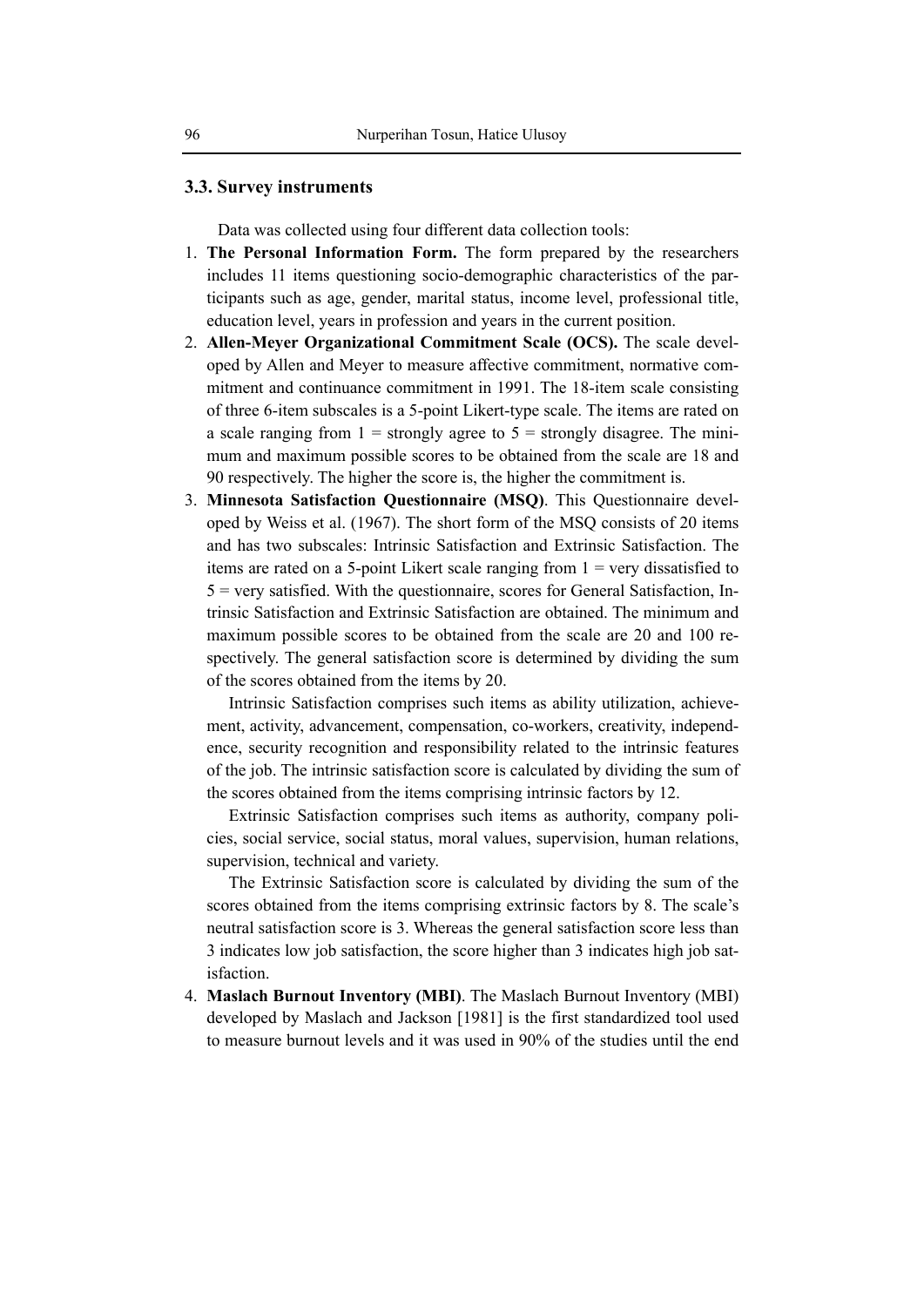### 3.3. Survey instruments

Data was collected using four different data collection tools:

1. **The Personal Information Form.** The form prepared by the researchers includes 11 items questioning socio-demographic characteristics of the participants such as age, gender, marital status, income level, professional title, education level, years in profession and years in the current position.
2. **Allen-Meyer Organizational Commitment Scale (OCS).** The scale developed by Allen and Meyer to measure affective commitment, normative commitment and continuance commitment in 1991. The 18-item scale consisting of three 6-item subscales is a 5-point Likert-type scale. The items are rated on a scale ranging from 1 = strongly agree to 5 = strongly disagree. The minimum and maximum possible scores to be obtained from the scale are 18 and 90 respectively. The higher the score is, the higher the commitment is.
3. **Minnesota Satisfaction Questionnaire (MSQ)**. This Questionnaire developed by Weiss et al. (1967). The short form of the MSQ consists of 20 items and has two subscales: Intrinsic Satisfaction and Extrinsic Satisfaction. The items are rated on a 5-point Likert scale ranging from 1 = very dissatisfied to 5 = very satisfied. With the questionnaire, scores for General Satisfaction, Intrinsic Satisfaction and Extrinsic Satisfaction are obtained. The minimum and maximum possible scores to be obtained from the scale are 20 and 100 respectively. The general satisfaction score is determined by dividing the sum of the scores obtained from the items by 20.

   Intrinsic Satisfaction comprises such items as ability utilization, achievement, activity, advancement, compensation, co-workers, creativity, independence, security recognition and responsibility related to the intrinsic features of the job. The intrinsic satisfaction score is calculated by dividing the sum of the scores obtained from the items comprising intrinsic factors by 12.

   Extrinsic Satisfaction comprises such items as authority, company policies, social service, social status, moral values, supervision, human relations, supervision, technical and variety.

   The Extrinsic Satisfaction score is calculated by dividing the sum of the scores obtained from the items comprising extrinsic factors by 8. The scale's neutral satisfaction score is 3. Whereas the general satisfaction score less than 3 indicates low job satisfaction, the score higher than 3 indicates high job satisfaction.
4. **Maslach Burnout Inventory (MBI)**. The Maslach Burnout Inventory (MBI) developed by Maslach and Jackson [1981] is the first standardized tool used to measure burnout levels and it was used in 90% of the studies until the end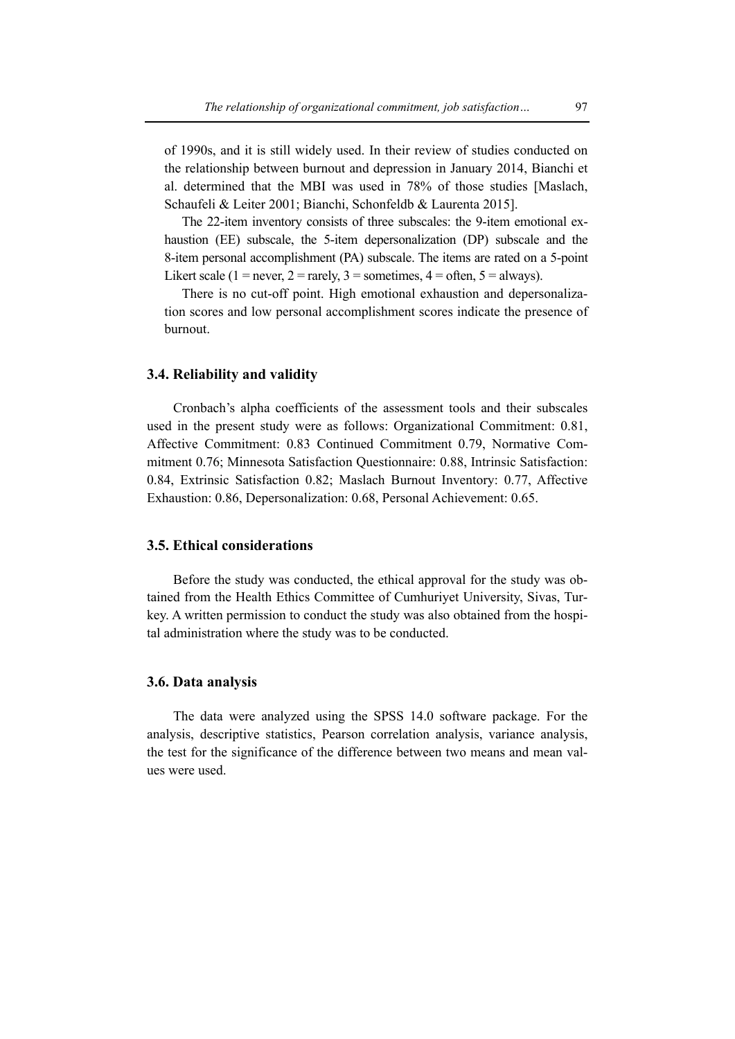of 1990s, and it is still widely used. In their review of studies conducted on the relationship between burnout and depression in January 2014, Bianchi et al. determined that the MBI was used in 78% of those studies [Maslach, Schaufeli & Leiter 2001; Bianchi, Schonfeldb & Laurenta 2015].

The 22-item inventory consists of three subscales: the 9-item emotional exhaustion (EE) subscale, the 5-item depersonalization (DP) subscale and the 8-item personal accomplishment (PA) subscale. The items are rated on a 5-point Likert scale (1 = never, 2 = rarely, 3 = sometimes, 4 = often, 5 = always).

There is no cut-off point. High emotional exhaustion and depersonalization scores and low personal accomplishment scores indicate the presence of burnout.

### 3.4. Reliability and validity

Cronbach's alpha coefficients of the assessment tools and their subscales used in the present study were as follows: Organizational Commitment: 0.81, Affective Commitment: 0.83 Continued Commitment 0.79, Normative Commitment 0.76; Minnesota Satisfaction Questionnaire: 0.88, Intrinsic Satisfaction: 0.84, Extrinsic Satisfaction 0.82; Maslach Burnout Inventory: 0.77, Affective Exhaustion: 0.86, Depersonalization: 0.68, Personal Achievement: 0.65.

### 3.5. Ethical considerations

Before the study was conducted, the ethical approval for the study was obtained from the Health Ethics Committee of Cumhuriyet University, Sivas, Turkey. A written permission to conduct the study was also obtained from the hospital administration where the study was to be conducted.

### 3.6. Data analysis

The data were analyzed using the SPSS 14.0 software package. For the analysis, descriptive statistics, Pearson correlation analysis, variance analysis, the test for the significance of the difference between two means and mean values were used.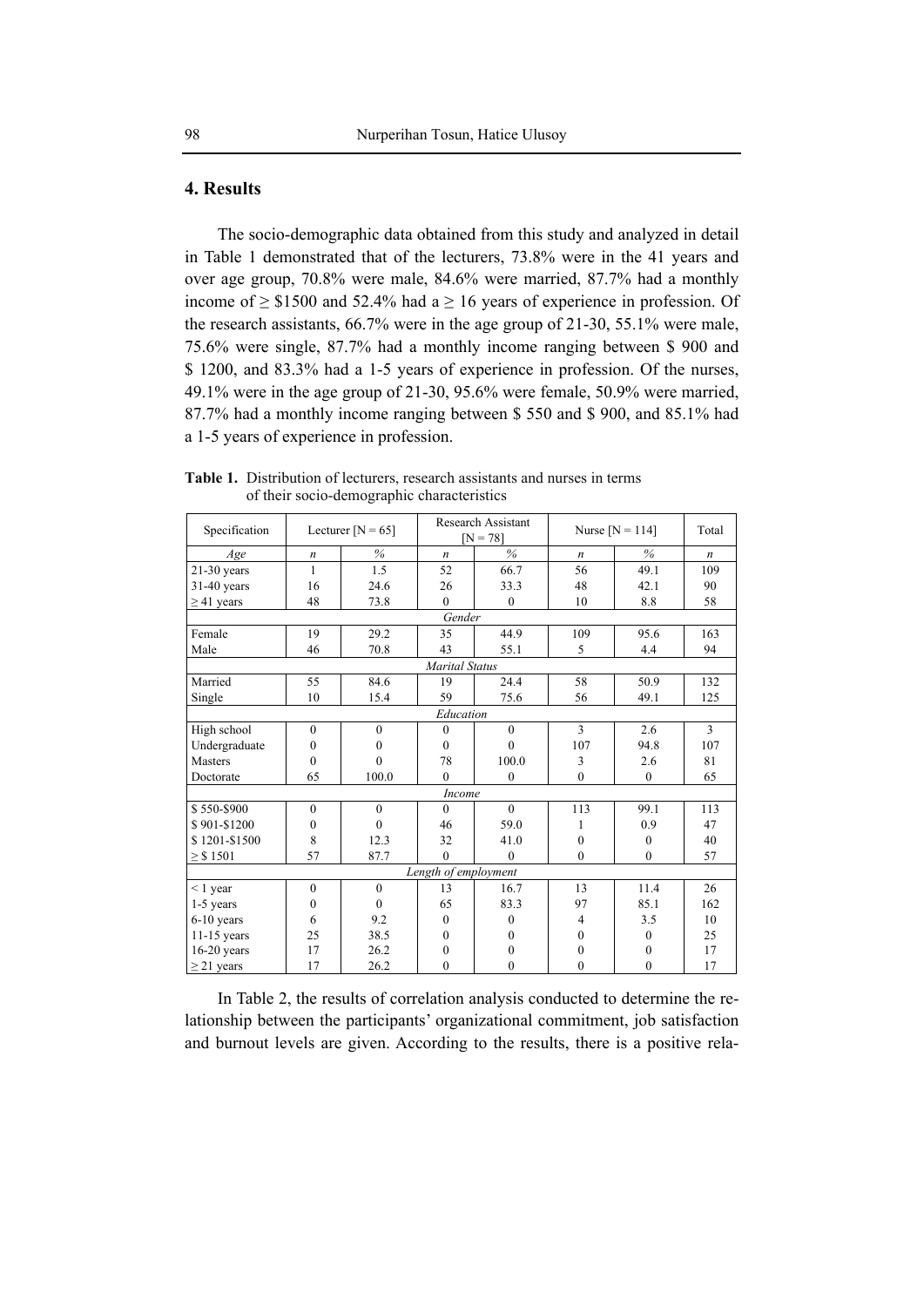## 4. Results

The socio-demographic data obtained from this study and analyzed in detail in Table 1 demonstrated that of the lecturers, 73.8% were in the 41 years and over age group, 70.8% were male, 84.6% were married, 87.7% had a monthly income of ≥ \$1500 and 52.4% had a ≥ 16 years of experience in profession. Of the research assistants, 66.7% were in the age group of 21-30, 55.1% were male, 75.6% were single, 87.7% had a monthly income ranging between \$ 900 and \$ 1200, and 83.3% had a 1-5 years of experience in profession. Of the nurses, 49.1% were in the age group of 21-30, 95.6% were female, 50.9% were married, 87.7% had a monthly income ranging between \$ 550 and \$ 900, and 85.1% had a 1-5 years of experience in profession.

**Table 1.** Distribution of lecturers, research assistants and nurses in terms of their socio-demographic characteristics

| Specification | Lecturer [N = 65] | | Research Assistant [N = 78] | | Nurse [N = 114] | | Total |
|---|---|---|---|---|---|---|---|
| *Age* | *n* | *%* | *n* | *%* | *n* | *%* | *n* |
| 21-30 years | 1 | 1.5 | 52 | 66.7 | 56 | 49.1 | 109 |
| 31-40 years | 16 | 24.6 | 26 | 33.3 | 48 | 42.1 | 90 |
| ≥ 41 years | 48 | 73.8 | 0 | 0 | 10 | 8.8 | 58 |
| *Gender* | | | | | | | |
| Female | 19 | 29.2 | 35 | 44.9 | 109 | 95.6 | 163 |
| Male | 46 | 70.8 | 43 | 55.1 | 5 | 4.4 | 94 |
| *Marital Status* | | | | | | | |
| Married | 55 | 84.6 | 19 | 24.4 | 58 | 50.9 | 132 |
| Single | 10 | 15.4 | 59 | 75.6 | 56 | 49.1 | 125 |
| *Education* | | | | | | | |
| High school | 0 | 0 | 0 | 0 | 3 | 2.6 | 3 |
| Undergraduate | 0 | 0 | 0 | 0 | 107 | 94.8 | 107 |
| Masters | 0 | 0 | 78 | 100.0 | 3 | 2.6 | 81 |
| Doctorate | 65 | 100.0 | 0 | 0 | 0 | 0 | 65 |
| *Income* | | | | | | | |
| \$ 550-\$900 | 0 | 0 | 0 | 0 | 113 | 99.1 | 113 |
| \$ 901-\$1200 | 0 | 0 | 46 | 59.0 | 1 | 0.9 | 47 |
| \$ 1201-\$1500 | 8 | 12.3 | 32 | 41.0 | 0 | 0 | 40 |
| ≥ \$ 1501 | 57 | 87.7 | 0 | 0 | 0 | 0 | 57 |
| *Length of employment* | | | | | | | |
| < 1 year | 0 | 0 | 13 | 16.7 | 13 | 11.4 | 26 |
| 1-5 years | 0 | 0 | 65 | 83.3 | 97 | 85.1 | 162 |
| 6-10 years | 6 | 9.2 | 0 | 0 | 4 | 3.5 | 10 |
| 11-15 years | 25 | 38.5 | 0 | 0 | 0 | 0 | 25 |
| 16-20 years | 17 | 26.2 | 0 | 0 | 0 | 0 | 17 |
| ≥ 21 years | 17 | 26.2 | 0 | 0 | 0 | 0 | 17 |

In Table 2, the results of correlation analysis conducted to determine the relationship between the participants' organizational commitment, job satisfaction and burnout levels are given. According to the results, there is a positive rela-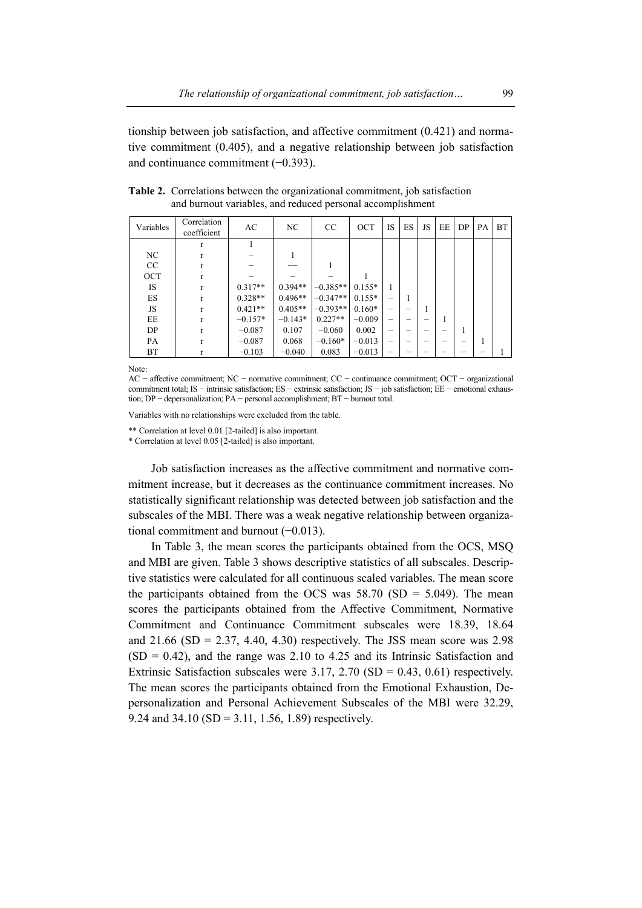tionship between job satisfaction, and affective commitment (0.421) and normative commitment (0.405), and a negative relationship between job satisfaction and continuance commitment (−0.393).

**Table 2.** Correlations between the organizational commitment, job satisfaction and burnout variables, and reduced personal accomplishment

| Variables | Correlation coefficient | AC | NC | CC | OCT | IS | ES | JS | EE | DP | PA | BT |
|---|---|---|---|---|---|---|---|---|---|---|---|---|
| | r | 1 | | | | | | | | | | |
| NC | r | – | 1 | | | | | | | | | |
| CC | r | – | — | 1 | | | | | | | | |
| OCT | r | – | – | – | 1 | | | | | | | |
| IS | r | 0.317** | 0.394** | −0.385** | 0.155* | 1 | | | | | | |
| ES | r | 0.328** | 0.496** | −0.347** | 0.155* | – | 1 | | | | | |
| JS | r | 0.421** | 0.405** | −0.393** | 0.160* | – | – | 1 | | | | |
| EE | r | −0.157* | −0.143* | 0.227** | −0.009 | – | – | – | 1 | | | |
| DP | r | −0.087 | 0.107 | −0.060 | 0.002 | – | – | – | – | 1 | | |
| PA | r | −0.087 | 0.068 | −0.160* | −0.013 | – | – | – | – | – | 1 | |
| BT | r | −0.103 | −0.040 | 0.083 | −0.013 | – | – | – | – | – | – | 1 |

Note:
AC − affective commitment; NC − normative commitment; CC − continuance commitment; OCT − organizational commitment total; IS − intrinsic satisfaction; ES − extrinsic satisfaction; JS − job satisfaction; EE − emotional exhaustion; DP − depersonalization; PA − personal accomplishment; BT − burnout total.

Variables with no relationships were excluded from the table.

** Correlation at level 0.01 [2-tailed] is also important.
* Correlation at level 0.05 [2-tailed] is also important.

Job satisfaction increases as the affective commitment and normative commitment increase, but it decreases as the continuance commitment increases. No statistically significant relationship was detected between job satisfaction and the subscales of the MBI. There was a weak negative relationship between organizational commitment and burnout (−0.013).

In Table 3, the mean scores the participants obtained from the OCS, MSQ and MBI are given. Table 3 shows descriptive statistics of all subscales. Descriptive statistics were calculated for all continuous scaled variables. The mean score the participants obtained from the OCS was 58.70 (SD = 5.049). The mean scores the participants obtained from the Affective Commitment, Normative Commitment and Continuance Commitment subscales were 18.39, 18.64 and 21.66 (SD = 2.37, 4.40, 4.30) respectively. The JSS mean score was 2.98 (SD = 0.42), and the range was 2.10 to 4.25 and its Intrinsic Satisfaction and Extrinsic Satisfaction subscales were 3.17, 2.70 (SD = 0.43, 0.61) respectively. The mean scores the participants obtained from the Emotional Exhaustion, Depersonalization and Personal Achievement Subscales of the MBI were 32.29, 9.24 and 34.10 (SD = 3.11, 1.56, 1.89) respectively.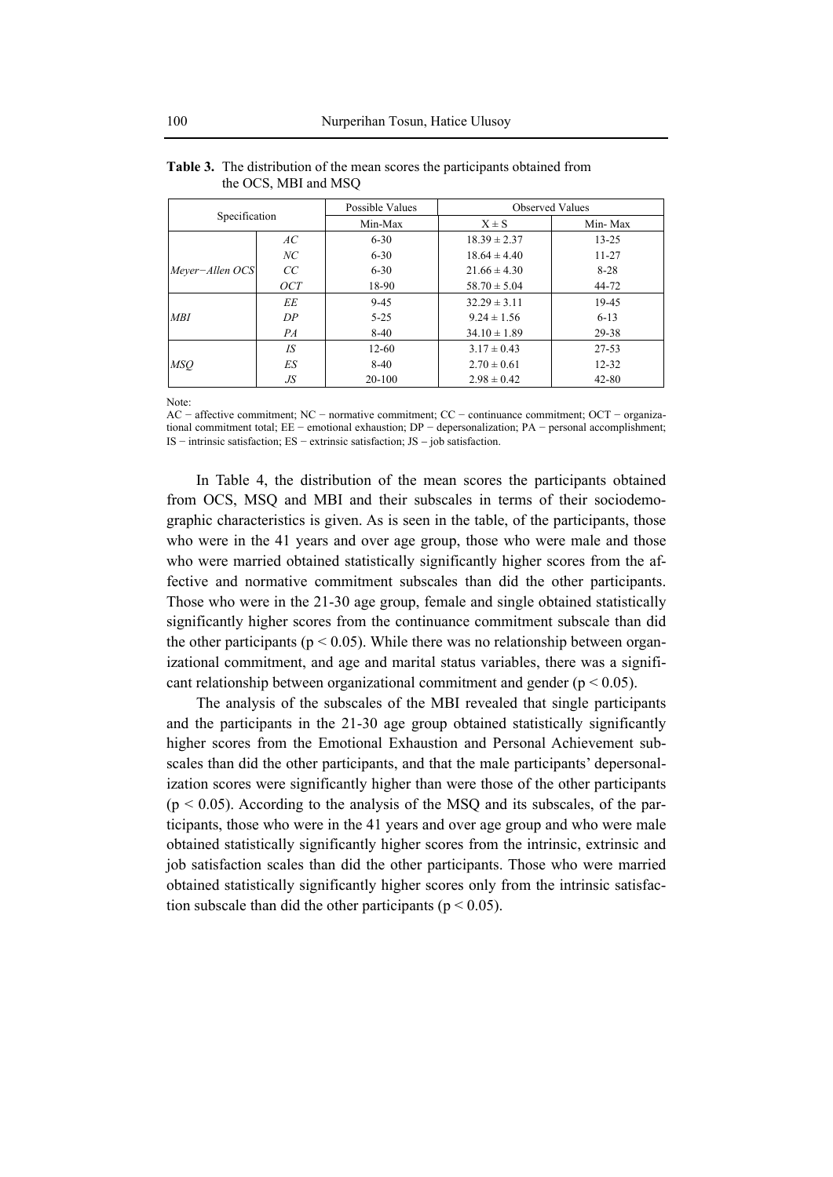**Table 3.** The distribution of the mean scores the participants obtained from the OCS, MBI and MSQ

| Specification | | Possible Values | Observed Values | |
|---|---|---|---|---|
| | | Min-Max | X ± S | Min- Max |
| *Meyer−Allen OCS* | *AC* | 6-30 | 18.39 ± 2.37 | 13-25 |
| | *NC* | 6-30 | 18.64 ± 4.40 | 11-27 |
| | *CC* | 6-30 | 21.66 ± 4.30 | 8-28 |
| | *OCT* | 18-90 | 58.70 ± 5.04 | 44-72 |
| *MBI* | *EE* | 9-45 | 32.29 ± 3.11 | 19-45 |
| | *DP* | 5-25 | 9.24 ± 1.56 | 6-13 |
| | *PA* | 8-40 | 34.10 ± 1.89 | 29-38 |
| *MSQ* | *IS* | 12-60 | 3.17 ± 0.43 | 27-53 |
| | *ES* | 8-40 | 2.70 ± 0.61 | 12-32 |
| | *JS* | 20-100 | 2.98 ± 0.42 | 42-80 |

Note:
AC − affective commitment; NC − normative commitment; CC − continuance commitment; OCT − organizational commitment total; EE − emotional exhaustion; DP − depersonalization; PA − personal accomplishment; IS − intrinsic satisfaction; ES − extrinsic satisfaction; JS – job satisfaction.

In Table 4, the distribution of the mean scores the participants obtained from OCS, MSQ and MBI and their subscales in terms of their sociodemographic characteristics is given. As is seen in the table, of the participants, those who were in the 41 years and over age group, those who were male and those who were married obtained statistically significantly higher scores from the affective and normative commitment subscales than did the other participants. Those who were in the 21-30 age group, female and single obtained statistically significantly higher scores from the continuance commitment subscale than did the other participants ($p < 0.05$). While there was no relationship between organizational commitment, and age and marital status variables, there was a significant relationship between organizational commitment and gender ($p < 0.05$).

The analysis of the subscales of the MBI revealed that single participants and the participants in the 21-30 age group obtained statistically significantly higher scores from the Emotional Exhaustion and Personal Achievement subscales than did the other participants, and that the male participants' depersonalization scores were significantly higher than were those of the other participants ($p < 0.05$). According to the analysis of the MSQ and its subscales, of the participants, those who were in the 41 years and over age group and who were male obtained statistically significantly higher scores from the intrinsic, extrinsic and job satisfaction scales than did the other participants. Those who were married obtained statistically significantly higher scores only from the intrinsic satisfaction subscale than did the other participants ($p < 0.05$).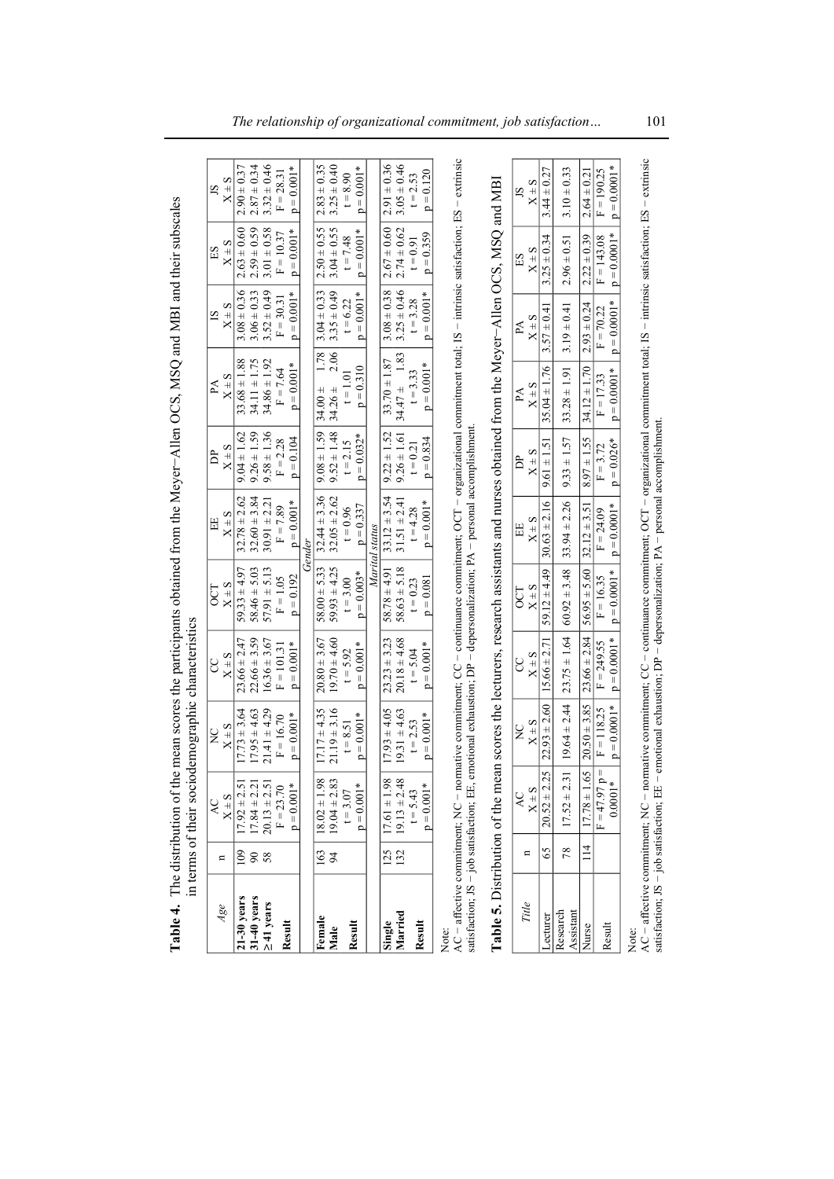**Table 4.** The distribution of the mean scores the participants obtained from the Meyer–Allen OCS, MSQ and MBI and their subscales in terms of their sociodemographic characteristics

| Age | n | AC<br>X ± S | NC<br>X ± S | CC<br>X ± S | OCT<br>X ± S | EE<br>X ± S | DP<br>X ± S | PA<br>X ± S | IS<br>X ± S | ES<br>X ± S | JS<br>X ± S |
|---|---|---|---|---|---|---|---|---|---|---|---|
| **21–30 years** | 109 | 17.92 ± 2.51 | 17.73 ± 3.64 | 23.66 ± 2.47 | 59.33 ± 4.97 | 32.78 ± 2.62 | 9.04 ± 1.62 | 33.68 ± 1.88 | 3.08 ± 0.36 | 2.63 ± 0.60 | 2.90 ± 0.37 |
| **31–40 years** | 90 | 17.84 ± 2.21 | 17.95 ± 4.63 | 22.66 ± 3.59 | 58.46 ± 5.03 | 32.60 ± 3.84 | 9.26 ± 1.59 | 34.11 ± 1.75 | 3.06 ± 0.33 | 2.59 ± 0.59 | 2.87 ± 0.34 |
| **≥41 years** | 58 | 20.13 ± 2.51 | 21.41 ± 4.29 | 16.36 ± 3.67 | 57.91 ± 5.13 | 30.91 ± 2.21 | 9.58 ± 1.36 | 34.86 ± 1.92 | 3.52 ± 0.49 | 3.01 ± 0.58 | 3.32 ± 0.46 |
| **Result** | | F = 23.70<br>p = 0.001* | F = 16.70<br>p = 0.001* | F = 101.31<br>p = 0.001* | F = 1.05<br>p = 0.192 | F = 7.89<br>p = 0.001* | F = 2.28<br>p = 0.104 | F = 7.64<br>p = 0.001* | F = 30.31<br>p = 0.001* | F = 10.37<br>p = 0.001* | F = 28.31<br>p = 0.001* |
| *Gender* | | | | | | | | | | | |
| **Female** | 163 | 18.02 ± 1.98 | 17.17 ± 4.35 | 20.80 ± 3.67 | 58.00 ± 5.33 | 32.44 ± 3.36 | 9.08 ± 1.59 | 34.00 ± 1.78 | 3.04 ± 0.33 | 2.50 ± 0.55 | 2.83 ± 0.35 |
| **Male** | 94 | 19.04 ± 2.83 | 21.19 ± 3.16 | 19.70 ± 4.60 | 59.93 ± 4.25 | 32.05 ± 2.62 | 9.52 ± 1.48 | 34.26 ± 2.06 | 3.35 ± 0.49 | 3.04 ± 0.55 | 3.25 ± 0.40 |
| **Result** | | t = 3.07<br>p = 0.001* | t = 8.51<br>p = 0.001* | t = 5.92<br>p = 0.001* | t = 3.00<br>p = 0.003* | t = 0.96<br>p = 0.337 | t = 2.15<br>p = 0.032* | t = 1.01<br>p = 0.310 | t = 6.22<br>p = 0.001* | t = 7.48<br>p = 0.001* | t = 8.90<br>p = 0.001* |
| *Marital status* | | | | | | | | | | | |
| **Single** | 125 | 17.61 ± 1.98 | 17.93 ± 4.05 | 23.23 ± 3.23 | 58.78 ± 4.91 | 33.12 ± 3.54 | 9.22 ± 1.52 | 33.70 ± 1.87 | 3.08 ± 0.38 | 2.67 ± 0.60 | 2.91 ± 0.36 |
| **Married** | 132 | 19.13 ± 2.48 | 19.31 ± 4.63 | 20.18 ± 4.68 | 58.63 ± 5.18 | 31.51 ± 2.41 | 9.26 ± 1.61 | 34.47 ± 1.83 | 3.25 ± 0.46 | 2.74 ± 0.62 | 3.05 ± 0.46 |
| **Result** | | t = 5.43<br>p = 0.001* | t = 2.53<br>p = 0.001* | t = 5.04<br>p = 0.001* | t = 0.23<br>p = 0.081 | t = 4.28<br>p = 0.001* | t = 0.21<br>p = 0.834 | t = 3.33<br>p = 0.001* | t = 3.28<br>p = 0.001* | t = 0.91<br>p = 0.359 | t = 2.53<br>p = 0.120 |

Note:
AC – affective commitment; NC – normative commitment; CC – continuance commitment; OCT – organizational commitment total; IS – intrinsic satisfaction; ES – extrinsic satisfaction; JS – job satisfaction; EE, emotional exhaustion; DP – depersonalization; PA – personal accomplishment.

**Table 5.** Distribution of the mean scores the lecturers, research assistants and nurses obtained from the Meyer–Allen OCS, MSQ and MBI

| Title | n | AC<br>X ± S | NC<br>X ± S | CC<br>X ± S | OCT<br>X ± S | EE<br>X ± S | DP<br>X ± S | PA<br>X ± S | PA<br>X ± S | ES<br>X ± S | JS<br>X ± S |
|---|---|---|---|---|---|---|---|---|---|---|---|
| Lecturer | 65 | 20.52 ± 2.25 | 22.93 ± 2.60 | 15.66 ± 2.71 | 59.12 ± 4.49 | 30.63 ± 2.16 | 9.61 ± 1.51 | 35.04 ± 1.76 | 3.57 ± 0.41 | 3.25 ± 0.34 | 3.44 ± 0.27 |
| Research Assistant | 78 | 17.52 ± 2.31 | 19.64 ± 2.44 | 23.75 ± 1.64 | 60.92 ± 3.48 | 33.94 ± 2.26 | 9.33 ± 1.57 | 33.28 ± 1.91 | 3.19 ± 0.41 | 2.96 ± 0.51 | 3.10 ± 0.33 |
| Nurse | 114 | 17.78 ± 1.65 | 20.50 ± 3.85 | 23.66 ± 2.84 | 56.95 ± 5.60 | 32.12 ± 3.51 | 8.97 ± 1.55 | 34.12 ± 1.70 | 2.93 ± 0.24 | 2.22 ± 0.39 | 2.64 ± 0.21 |
| Result | | F = 47.97 p = 0.0001* | F = 118.25<br>p = 0.0001* | F = 249.55<br>p = 0.0001* | F = 16.35<br>p = 0.0001* | F = 24.09<br>p = 0.0001* | F = 3.72<br>p = 0.026* | F = 17.33<br>p = 0.0001* | F = 70.22<br>p = 0.0001* | F = 143.08<br>p = 0.0001* | F = 190.25<br>p = 0.0001* |

Note:
AC – affective commitment; NC – normative commitment; CC – continuance commitment; OCT – organizational commitment total; IS – intrinsic satisfaction; ES – extrinsic satisfaction; JS – job satisfaction; EE – emotional exhaustion; DP – depersonalization; PA – personal accomplishment.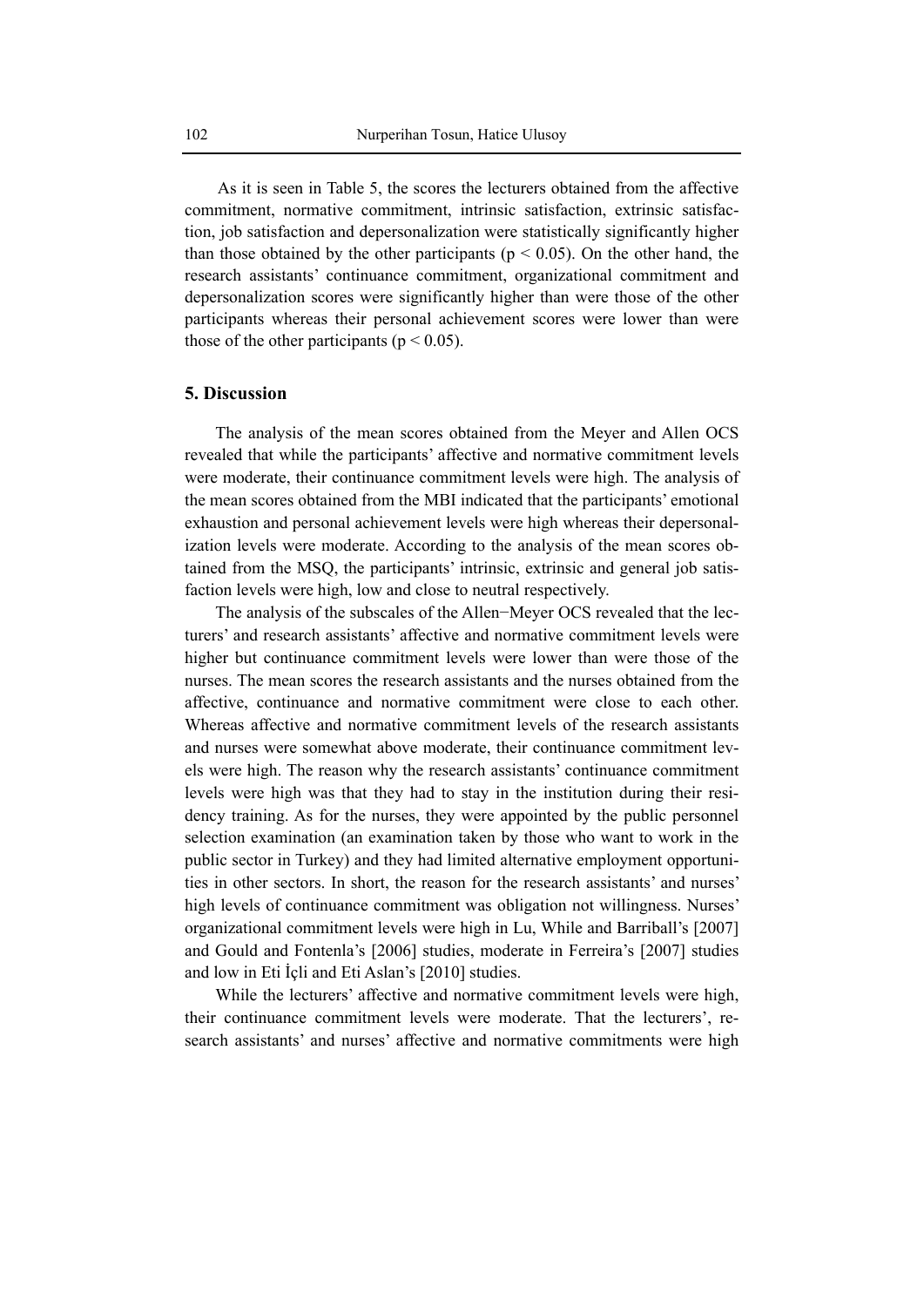As it is seen in Table 5, the scores the lecturers obtained from the affective commitment, normative commitment, intrinsic satisfaction, extrinsic satisfaction, job satisfaction and depersonalization were statistically significantly higher than those obtained by the other participants ($p < 0.05$). On the other hand, the research assistants' continuance commitment, organizational commitment and depersonalization scores were significantly higher than were those of the other participants whereas their personal achievement scores were lower than were those of the other participants ($p < 0.05$).

## 5. Discussion

The analysis of the mean scores obtained from the Meyer and Allen OCS revealed that while the participants' affective and normative commitment levels were moderate, their continuance commitment levels were high. The analysis of the mean scores obtained from the MBI indicated that the participants' emotional exhaustion and personal achievement levels were high whereas their depersonalization levels were moderate. According to the analysis of the mean scores obtained from the MSQ, the participants' intrinsic, extrinsic and general job satisfaction levels were high, low and close to neutral respectively.

The analysis of the subscales of the Allen−Meyer OCS revealed that the lecturers' and research assistants' affective and normative commitment levels were higher but continuance commitment levels were lower than were those of the nurses. The mean scores the research assistants and the nurses obtained from the affective, continuance and normative commitment were close to each other. Whereas affective and normative commitment levels of the research assistants and nurses were somewhat above moderate, their continuance commitment levels were high. The reason why the research assistants' continuance commitment levels were high was that they had to stay in the institution during their residency training. As for the nurses, they were appointed by the public personnel selection examination (an examination taken by those who want to work in the public sector in Turkey) and they had limited alternative employment opportunities in other sectors. In short, the reason for the research assistants' and nurses' high levels of continuance commitment was obligation not willingness. Nurses' organizational commitment levels were high in Lu, While and Barriball's [2007] and Gould and Fontenla's [2006] studies, moderate in Ferreira's [2007] studies and low in Eti İçli and Eti Aslan's [2010] studies.

While the lecturers' affective and normative commitment levels were high, their continuance commitment levels were moderate. That the lecturers', research assistants' and nurses' affective and normative commitments were high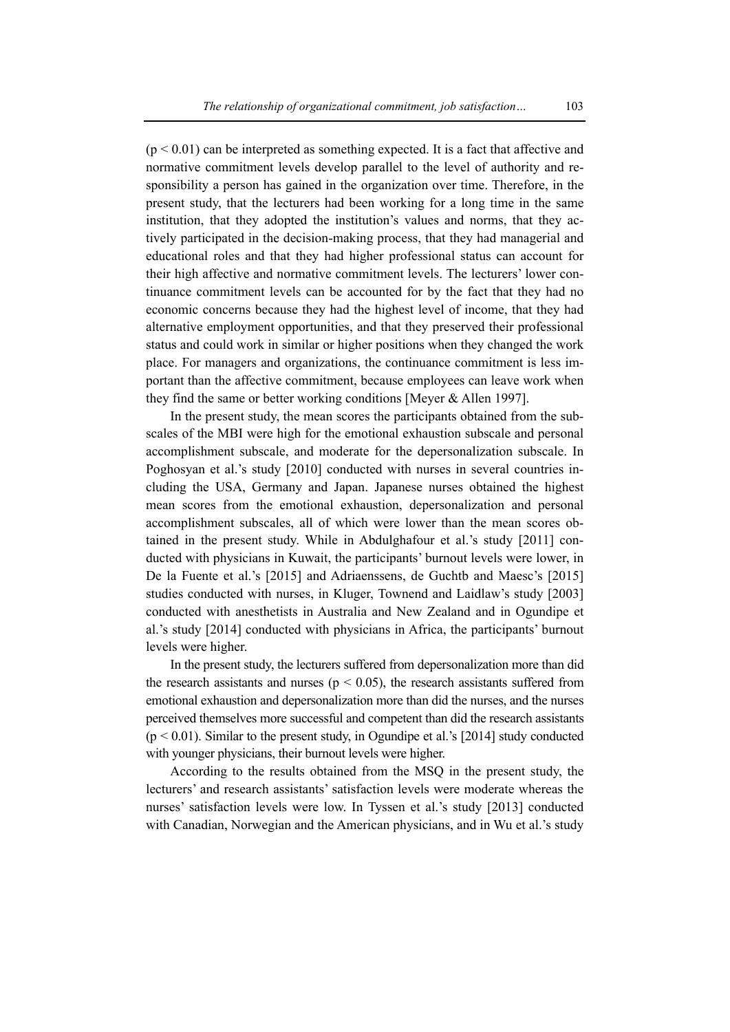($p < 0.01$) can be interpreted as something expected. It is a fact that affective and normative commitment levels develop parallel to the level of authority and responsibility a person has gained in the organization over time. Therefore, in the present study, that the lecturers had been working for a long time in the same institution, that they adopted the institution's values and norms, that they actively participated in the decision-making process, that they had managerial and educational roles and that they had higher professional status can account for their high affective and normative commitment levels. The lecturers' lower continuance commitment levels can be accounted for by the fact that they had no economic concerns because they had the highest level of income, that they had alternative employment opportunities, and that they preserved their professional status and could work in similar or higher positions when they changed the work place. For managers and organizations, the continuance commitment is less important than the affective commitment, because employees can leave work when they find the same or better working conditions [Meyer & Allen 1997].

In the present study, the mean scores the participants obtained from the subscales of the MBI were high for the emotional exhaustion subscale and personal accomplishment subscale, and moderate for the depersonalization subscale. In Poghosyan et al.'s study [2010] conducted with nurses in several countries including the USA, Germany and Japan. Japanese nurses obtained the highest mean scores from the emotional exhaustion, depersonalization and personal accomplishment subscales, all of which were lower than the mean scores obtained in the present study. While in Abdulghafour et al.'s study [2011] conducted with physicians in Kuwait, the participants' burnout levels were lower, in De la Fuente et al.'s [2015] and Adriaenssens, de Guchtb and Maesc's [2015] studies conducted with nurses, in Kluger, Townend and Laidlaw's study [2003] conducted with anesthetists in Australia and New Zealand and in Ogundipe et al.'s study [2014] conducted with physicians in Africa, the participants' burnout levels were higher.

In the present study, the lecturers suffered from depersonalization more than did the research assistants and nurses ($p < 0.05$), the research assistants suffered from emotional exhaustion and depersonalization more than did the nurses, and the nurses perceived themselves more successful and competent than did the research assistants ($p < 0.01$). Similar to the present study, in Ogundipe et al.'s [2014] study conducted with younger physicians, their burnout levels were higher.

According to the results obtained from the MSQ in the present study, the lecturers' and research assistants' satisfaction levels were moderate whereas the nurses' satisfaction levels were low. In Tyssen et al.'s study [2013] conducted with Canadian, Norwegian and the American physicians, and in Wu et al.'s study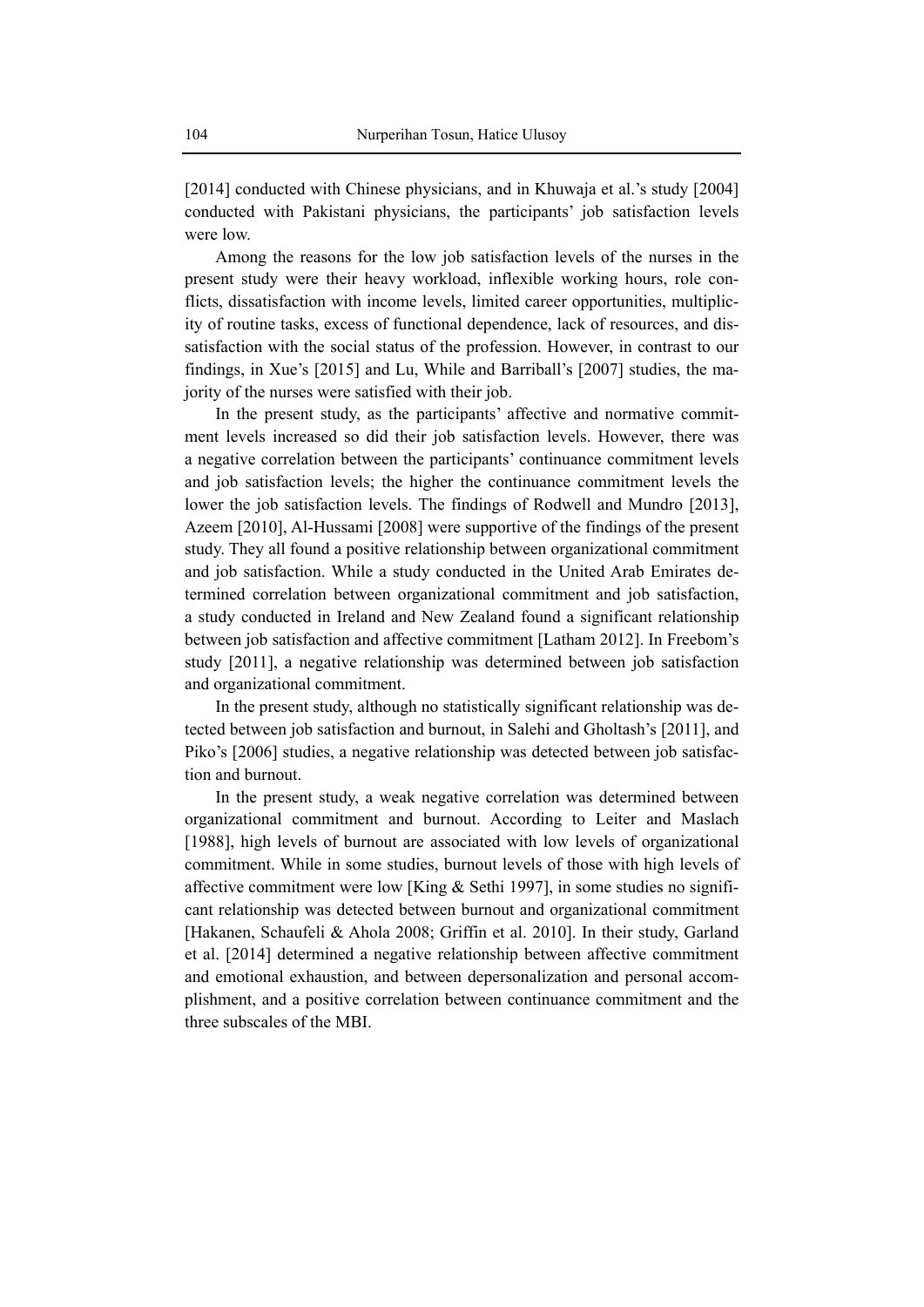[2014] conducted with Chinese physicians, and in Khuwaja et al.'s study [2004] conducted with Pakistani physicians, the participants' job satisfaction levels were low.

Among the reasons for the low job satisfaction levels of the nurses in the present study were their heavy workload, inflexible working hours, role conflicts, dissatisfaction with income levels, limited career opportunities, multiplicity of routine tasks, excess of functional dependence, lack of resources, and dissatisfaction with the social status of the profession. However, in contrast to our findings, in Xue's [2015] and Lu, While and Barriball's [2007] studies, the majority of the nurses were satisfied with their job.

In the present study, as the participants' affective and normative commitment levels increased so did their job satisfaction levels. However, there was a negative correlation between the participants' continuance commitment levels and job satisfaction levels; the higher the continuance commitment levels the lower the job satisfaction levels. The findings of Rodwell and Mundro [2013], Azeem [2010], Al-Hussami [2008] were supportive of the findings of the present study. They all found a positive relationship between organizational commitment and job satisfaction. While a study conducted in the United Arab Emirates determined correlation between organizational commitment and job satisfaction, a study conducted in Ireland and New Zealand found a significant relationship between job satisfaction and affective commitment [Latham 2012]. In Freebom's study [2011], a negative relationship was determined between job satisfaction and organizational commitment.

In the present study, although no statistically significant relationship was detected between job satisfaction and burnout, in Salehi and Gholtash's [2011], and Piko's [2006] studies, a negative relationship was detected between job satisfaction and burnout.

In the present study, a weak negative correlation was determined between organizational commitment and burnout. According to Leiter and Maslach [1988], high levels of burnout are associated with low levels of organizational commitment. While in some studies, burnout levels of those with high levels of affective commitment were low [King & Sethi 1997], in some studies no significant relationship was detected between burnout and organizational commitment [Hakanen, Schaufeli & Ahola 2008; Griffin et al. 2010]. In their study, Garland et al. [2014] determined a negative relationship between affective commitment and emotional exhaustion, and between depersonalization and personal accomplishment, and a positive correlation between continuance commitment and the three subscales of the MBI.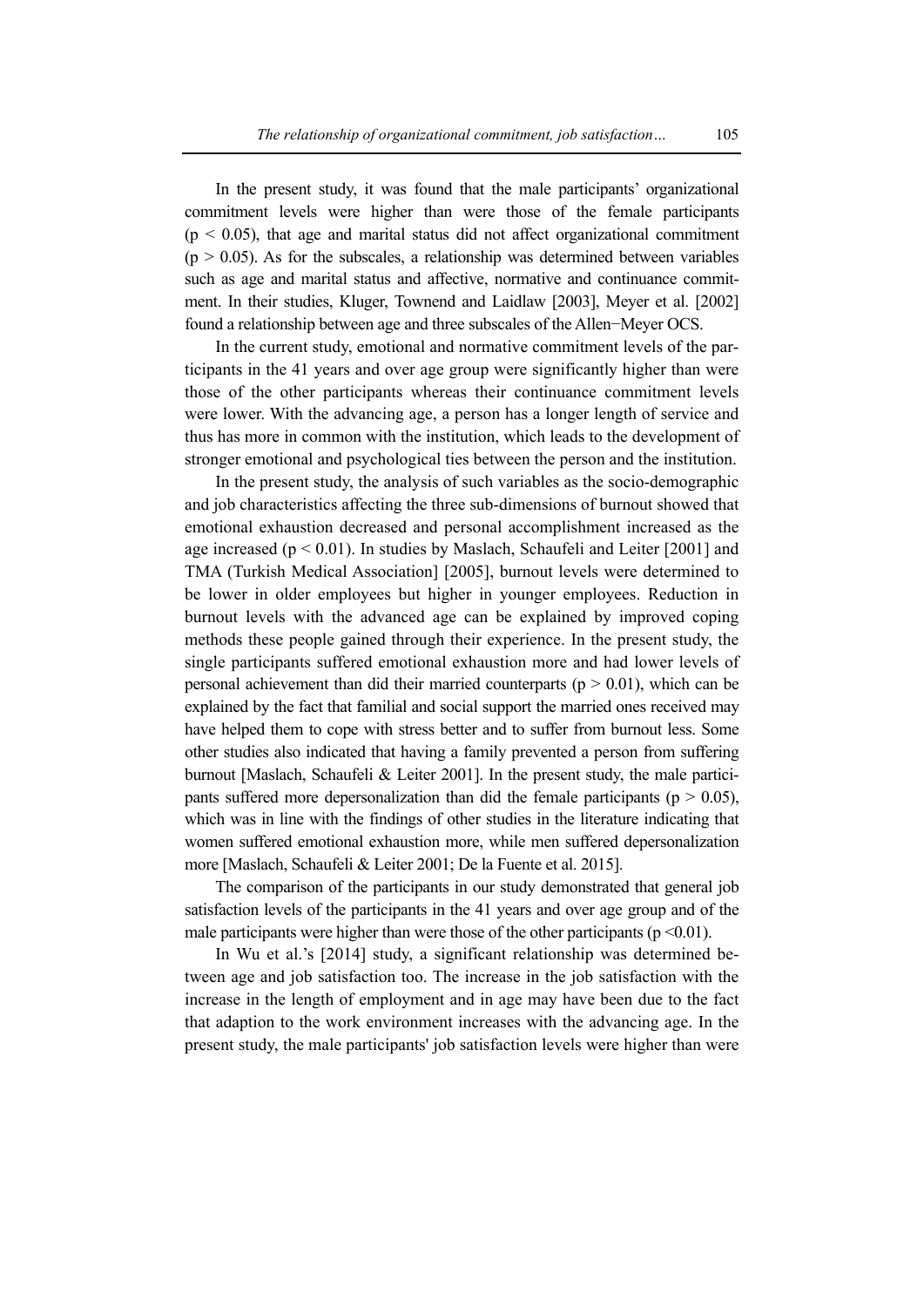In the present study, it was found that the male participants' organizational commitment levels were higher than were those of the female participants ($p < 0.05$), that age and marital status did not affect organizational commitment ($p > 0.05$). As for the subscales, a relationship was determined between variables such as age and marital status and affective, normative and continuance commitment. In their studies, Kluger, Townend and Laidlaw [2003], Meyer et al. [2002] found a relationship between age and three subscales of the Allen−Meyer OCS.

In the current study, emotional and normative commitment levels of the participants in the 41 years and over age group were significantly higher than were those of the other participants whereas their continuance commitment levels were lower. With the advancing age, a person has a longer length of service and thus has more in common with the institution, which leads to the development of stronger emotional and psychological ties between the person and the institution.

In the present study, the analysis of such variables as the socio-demographic and job characteristics affecting the three sub-dimensions of burnout showed that emotional exhaustion decreased and personal accomplishment increased as the age increased ($p < 0.01$). In studies by Maslach, Schaufeli and Leiter [2001] and TMA (Turkish Medical Association] [2005], burnout levels were determined to be lower in older employees but higher in younger employees. Reduction in burnout levels with the advanced age can be explained by improved coping methods these people gained through their experience. In the present study, the single participants suffered emotional exhaustion more and had lower levels of personal achievement than did their married counterparts ($p > 0.01$), which can be explained by the fact that familial and social support the married ones received may have helped them to cope with stress better and to suffer from burnout less. Some other studies also indicated that having a family prevented a person from suffering burnout [Maslach, Schaufeli & Leiter 2001]. In the present study, the male participants suffered more depersonalization than did the female participants ($p > 0.05$), which was in line with the findings of other studies in the literature indicating that women suffered emotional exhaustion more, while men suffered depersonalization more [Maslach, Schaufeli & Leiter 2001; De la Fuente et al. 2015].

The comparison of the participants in our study demonstrated that general job satisfaction levels of the participants in the 41 years and over age group and of the male participants were higher than were those of the other participants ($p < 0.01$).

In Wu et al.'s [2014] study, a significant relationship was determined between age and job satisfaction too. The increase in the job satisfaction with the increase in the length of employment and in age may have been due to the fact that adaption to the work environment increases with the advancing age. In the present study, the male participants' job satisfaction levels were higher than were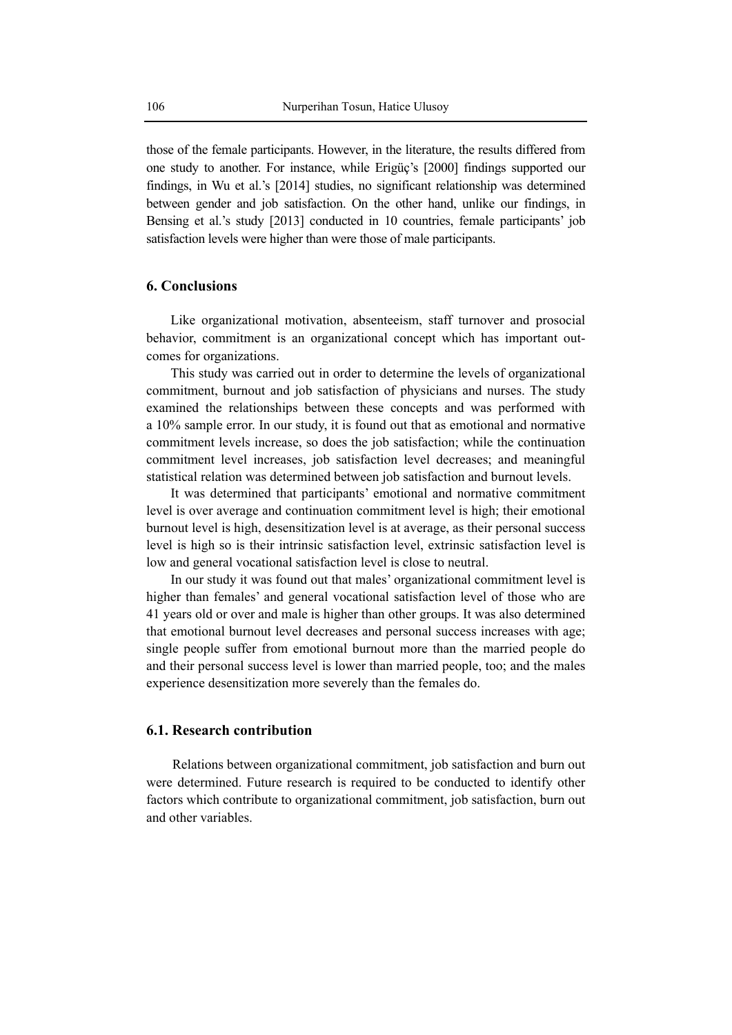those of the female participants. However, in the literature, the results differed from one study to another. For instance, while Erigüç's [2000] findings supported our findings, in Wu et al.'s [2014] studies, no significant relationship was determined between gender and job satisfaction. On the other hand, unlike our findings, in Bensing et al.'s study [2013] conducted in 10 countries, female participants' job satisfaction levels were higher than were those of male participants.

## 6. Conclusions

Like organizational motivation, absenteeism, staff turnover and prosocial behavior, commitment is an organizational concept which has important outcomes for organizations.

This study was carried out in order to determine the levels of organizational commitment, burnout and job satisfaction of physicians and nurses. The study examined the relationships between these concepts and was performed with a 10% sample error. In our study, it is found out that as emotional and normative commitment levels increase, so does the job satisfaction; while the continuation commitment level increases, job satisfaction level decreases; and meaningful statistical relation was determined between job satisfaction and burnout levels.

It was determined that participants' emotional and normative commitment level is over average and continuation commitment level is high; their emotional burnout level is high, desensitization level is at average, as their personal success level is high so is their intrinsic satisfaction level, extrinsic satisfaction level is low and general vocational satisfaction level is close to neutral.

In our study it was found out that males' organizational commitment level is higher than females' and general vocational satisfaction level of those who are 41 years old or over and male is higher than other groups. It was also determined that emotional burnout level decreases and personal success increases with age; single people suffer from emotional burnout more than the married people do and their personal success level is lower than married people, too; and the males experience desensitization more severely than the females do.

### 6.1. Research contribution

Relations between organizational commitment, job satisfaction and burn out were determined. Future research is required to be conducted to identify other factors which contribute to organizational commitment, job satisfaction, burn out and other variables.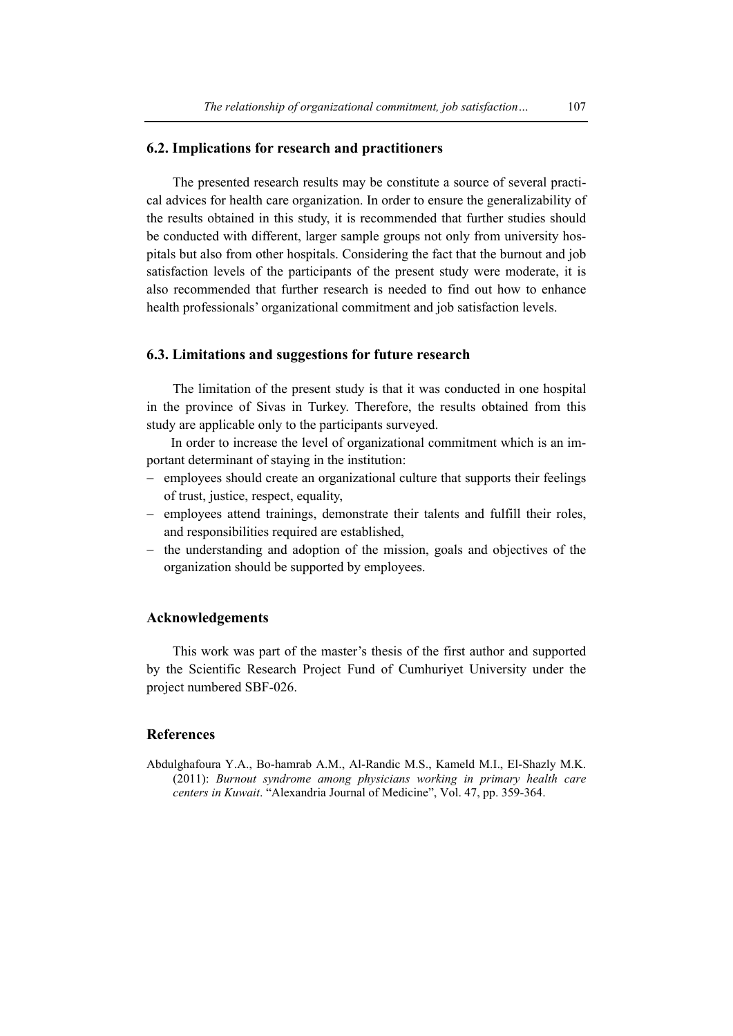### 6.2. Implications for research and practitioners

The presented research results may be constitute a source of several practical advices for health care organization. In order to ensure the generalizability of the results obtained in this study, it is recommended that further studies should be conducted with different, larger sample groups not only from university hospitals but also from other hospitals. Considering the fact that the burnout and job satisfaction levels of the participants of the present study were moderate, it is also recommended that further research is needed to find out how to enhance health professionals' organizational commitment and job satisfaction levels.

### 6.3. Limitations and suggestions for future research

The limitation of the present study is that it was conducted in one hospital in the province of Sivas in Turkey. Therefore, the results obtained from this study are applicable only to the participants surveyed.

In order to increase the level of organizational commitment which is an important determinant of staying in the institution:

- employees should create an organizational culture that supports their feelings of trust, justice, respect, equality,
- employees attend trainings, demonstrate their talents and fulfill their roles, and responsibilities required are established,
- the understanding and adoption of the mission, goals and objectives of the organization should be supported by employees.

## Acknowledgements

This work was part of the master's thesis of the first author and supported by the Scientific Research Project Fund of Cumhuriyet University under the project numbered SBF-026.

## References

Abdulghafoura Y.A., Bo-hamrab A.M., Al-Randic M.S., Kameld M.I., El-Shazly M.K. (2011): *Burnout syndrome among physicians working in primary health care centers in Kuwait*. "Alexandria Journal of Medicine", Vol. 47, pp. 359-364.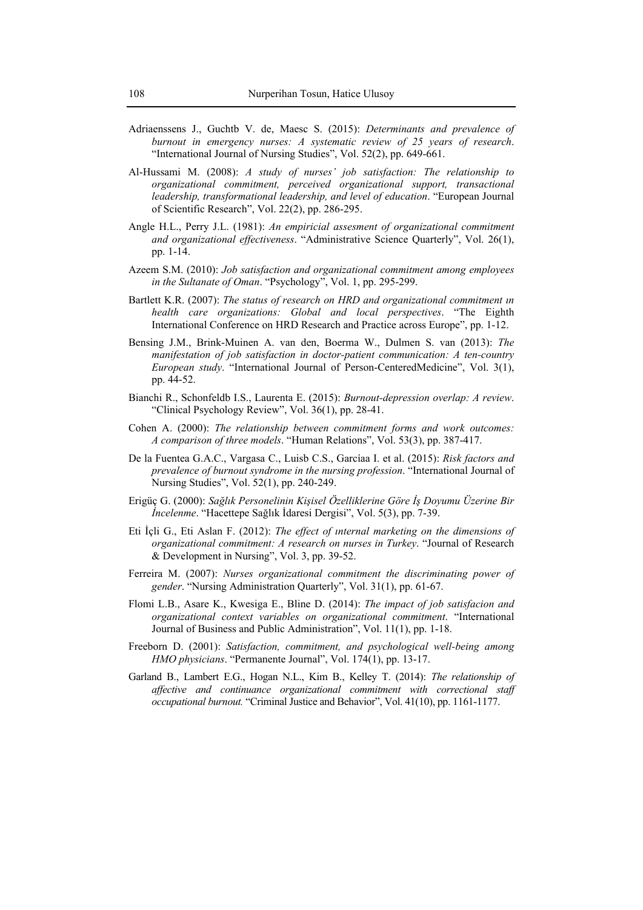Adriaenssens J., Guchtb V. de, Maesc S. (2015): *Determinants and prevalence of burnout in emergency nurses: A systematic review of 25 years of research*. "International Journal of Nursing Studies", Vol. 52(2), pp. 649-661.

Al-Hussami M. (2008): *A study of nurses' job satisfaction: The relationship to organizational commitment, perceived organizational support, transactional leadership, transformational leadership, and level of education*. "European Journal of Scientific Research", Vol. 22(2), pp. 286-295.

Angle H.L., Perry J.L. (1981): *An empiricial assesment of organizational commitment and organizational effectiveness*. "Administrative Science Quarterly", Vol. 26(1), pp. 1-14.

Azeem S.M. (2010): *Job satisfaction and organizational commitment among employees in the Sultanate of Oman*. "Psychology", Vol. 1, pp. 295-299.

Bartlett K.R. (2007): *The status of research on HRD and organizational commitment ın health care organizations: Global and local perspectives*. "The Eighth International Conference on HRD Research and Practice across Europe", pp. 1-12.

Bensing J.M., Brink-Muinen A. van den, Boerma W., Dulmen S. van (2013): *The manifestation of job satisfaction in doctor-patient communication: A ten-country European study*. "International Journal of Person-CenteredMedicine", Vol. 3(1), pp. 44-52.

Bianchi R., Schonfeldb I.S., Laurenta E. (2015): *Burnout-depression overlap: A review*. "Clinical Psychology Review", Vol. 36(1), pp. 28-41.

Cohen A. (2000): *The relationship between commitment forms and work outcomes: A comparison of three models*. "Human Relations", Vol. 53(3), pp. 387-417.

De la Fuentea G.A.C., Vargasa C., Luisb C.S., Garcíaa I. et al. (2015): *Risk factors and prevalence of burnout syndrome in the nursing profession*. "International Journal of Nursing Studies", Vol. 52(1), pp. 240-249.

Erigüç G. (2000): *Sağlık Personelinin Kişisel Özelliklerine Göre İş Doyumu Üzerine Bir İncelenme*. "Hacettepe Sağlık İdaresi Dergisi", Vol. 5(3), pp. 7-39.

Eti İçli G., Eti Aslan F. (2012): *The effect of nternal marketing on the dimensions of organizational commitment: A research on nurses in Turkey*. "Journal of Research & Development in Nursing", Vol. 3, pp. 39-52.

Ferreira M. (2007): *Nurses organizational commitment the discriminating power of gender*. "Nursing Administration Quarterly", Vol. 31(1), pp. 61-67.

Flomi L.B., Asare K., Kwesiga E., Bline D. (2014): *The impact of job satisfacion and organizational context variables on organizational commitment*. "International Journal of Business and Public Administration", Vol. 11(1), pp. 1-18.

Freeborn D. (2001): *Satisfaction, commitment, and psychological well-being among HMO physicians*. "Permanente Journal", Vol. 174(1), pp. 13-17.

Garland B., Lambert E.G., Hogan N.L., Kim B., Kelley T. (2014): *The relationship of affective and continuance organizational commitment with correctional staff occupational burnout.* "Criminal Justice and Behavior", Vol. 41(10), pp. 1161-1177.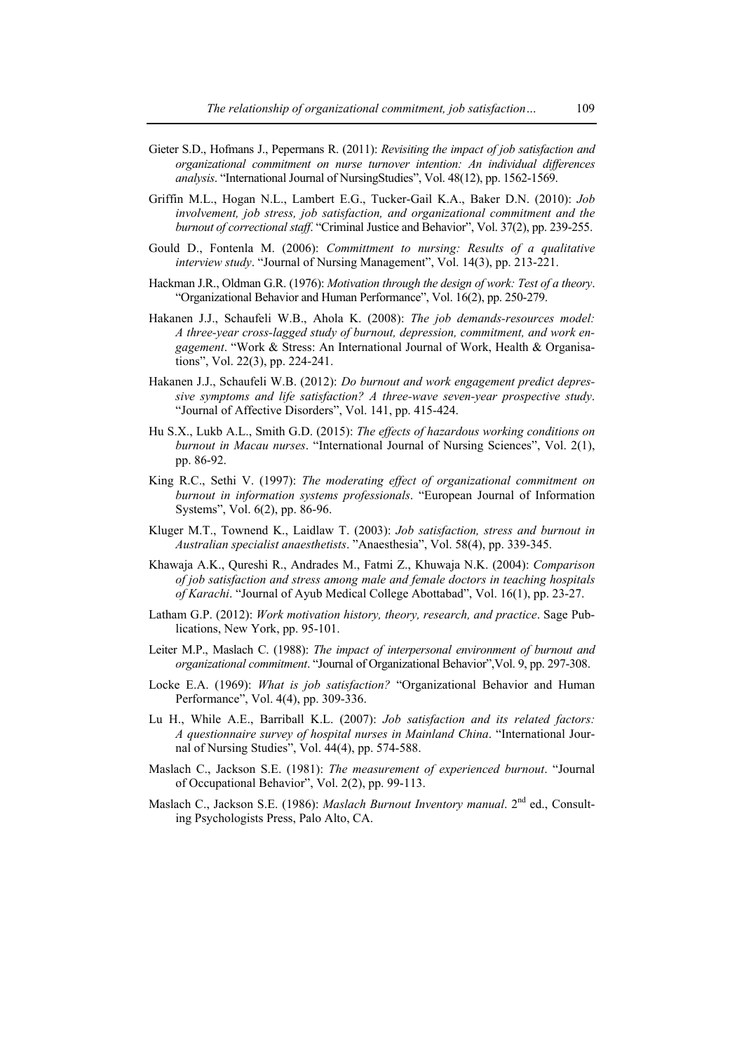Gieter S.D., Hofmans J., Pepermans R. (2011): *Revisiting the impact of job satisfaction and organizational commitment on nurse turnover intention: An individual differences analysis*. "International Journal of NursingStudies", Vol. 48(12), pp. 1562-1569.

Griffin M.L., Hogan N.L., Lambert E.G., Tucker-Gail K.A., Baker D.N. (2010): *Job involvement, job stress, job satisfaction, and organizational commitment and the burnout of correctional staff*. "Criminal Justice and Behavior", Vol. 37(2), pp. 239-255.

Gould D., Fontenla M. (2006): *Committment to nursing: Results of a qualitative interview study*. "Journal of Nursing Management", Vol. 14(3), pp. 213-221.

Hackman J.R., Oldman G.R. (1976): *Motivation through the design of work: Test of a theory*. "Organizational Behavior and Human Performance", Vol. 16(2), pp. 250-279.

Hakanen J.J., Schaufeli W.B., Ahola K. (2008): *The job demands-resources model: A three-year cross-lagged study of burnout, depression, commitment, and work engagement*. "Work & Stress: An International Journal of Work, Health & Organisations", Vol. 22(3), pp. 224-241.

Hakanen J.J., Schaufeli W.B. (2012): *Do burnout and work engagement predict depressive symptoms and life satisfaction? A three-wave seven-year prospective study*. "Journal of Affective Disorders", Vol. 141, pp. 415-424.

Hu S.X., Lukb A.L., Smith G.D. (2015): *The effects of hazardous working conditions on burnout in Macau nurses*. "International Journal of Nursing Sciences", Vol. 2(1), pp. 86-92.

King R.C., Sethi V. (1997): *The moderating effect of organizational commitment on burnout in information systems professionals*. "European Journal of Information Systems", Vol. 6(2), pp. 86-96.

Kluger M.T., Townend K., Laidlaw T. (2003): *Job satisfaction, stress and burnout in Australian specialist anaesthetists*. "Anaesthesia", Vol. 58(4), pp. 339-345.

Khawaja A.K., Qureshi R., Andrades M., Fatmi Z., Khuwaja N.K. (2004): *Comparison of job satisfaction and stress among male and female doctors in teaching hospitals of Karachi*. "Journal of Ayub Medical College Abottabad", Vol. 16(1), pp. 23-27.

Latham G.P. (2012): *Work motivation history, theory, research, and practice*. Sage Publications, New York, pp. 95-101.

Leiter M.P., Maslach C. (1988): *The impact of interpersonal environment of burnout and organizational commitment*. "Journal of Organizational Behavior",Vol. 9, pp. 297-308.

Locke E.A. (1969): *What is job satisfaction?* "Organizational Behavior and Human Performance", Vol. 4(4), pp. 309-336.

Lu H., While A.E., Barriball K.L. (2007): *Job satisfaction and its related factors: A questionnaire survey of hospital nurses in Mainland China*. "International Journal of Nursing Studies", Vol. 44(4), pp. 574-588.

Maslach C., Jackson S.E. (1981): *The measurement of experienced burnout*. "Journal of Occupational Behavior", Vol. 2(2), pp. 99-113.

Maslach C., Jackson S.E. (1986): *Maslach Burnout Inventory manual*. 2nd ed., Consulting Psychologists Press, Palo Alto, CA.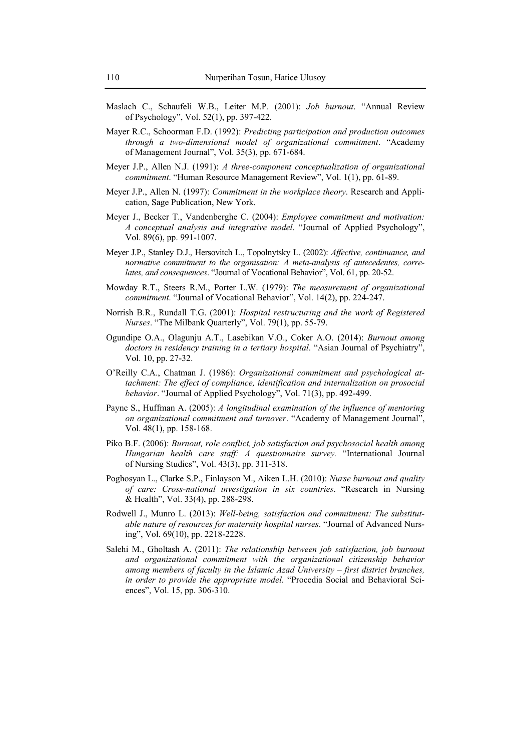Maslach C., Schaufeli W.B., Leiter M.P. (2001): *Job burnout*. "Annual Review of Psychology", Vol. 52(1), pp. 397-422.

Mayer R.C., Schoorman F.D. (1992): *Predicting participation and production outcomes through a two-dimensional model of organizational commitment*. "Academy of Management Journal", Vol. 35(3), pp. 671-684.

Meyer J.P., Allen N.J. (1991): *A three-component conceptualization of organizational commitment*. "Human Resource Management Review", Vol. 1(1), pp. 61-89.

Meyer J.P., Allen N. (1997): *Commitment in the workplace theory*. Research and Application, Sage Publication, New York.

Meyer J., Becker T., Vandenberghe C. (2004): *Employee commitment and motivation: A conceptual analysis and integrative model*. "Journal of Applied Psychology", Vol. 89(6), pp. 991-1007.

Meyer J.P., Stanley D.J., Hersovitch L., Topolnytsky L. (2002): *Affective, continuance, and normative commitment to the organisation: A meta-analysis of antecedentes, correlates, and consequences*. "Journal of Vocational Behavior", Vol. 61, pp. 20-52.

Mowday R.T., Steers R.M., Porter L.W. (1979): *The measurement of organizational commitment*. "Journal of Vocational Behavior", Vol. 14(2), pp. 224-247.

Norrish B.R., Rundall T.G. (2001): *Hospital restructuring and the work of Registered Nurses*. "The Milbank Quarterly", Vol. 79(1), pp. 55-79.

Ogundipe O.A., Olagunju A.T., Lasebikan V.O., Coker A.O. (2014): *Burnout among doctors in residency training in a tertiary hospital*. "Asian Journal of Psychiatry", Vol. 10, pp. 27-32.

O'Reilly C.A., Chatman J. (1986): *Organizational commitment and psychological attachment: The effect of compliance, identification and internalization on prosocial behavior*. "Journal of Applied Psychology", Vol. 71(3), pp. 492-499.

Payne S., Huffman A. (2005): *A longitudinal examination of the influence of mentoring on organizational commitment and turnover*. "Academy of Management Journal", Vol. 48(1), pp. 158-168.

Piko B.F. (2006): *Burnout, role conflict, job satisfaction and psychosocial health among Hungarian health care staff: A questionnaire survey.* "International Journal of Nursing Studies", Vol. 43(3), pp. 311-318.

Poghosyan L., Clarke S.P., Finlayson M., Aiken L.H. (2010): *Nurse burnout and quality of care: Cross-national ınvestigation in six countries*. "Research in Nursing & Health", Vol. 33(4), pp. 288-298.

Rodwell J., Munro L. (2013): *Well-being, satisfaction and commitment: The substitutable nature of resources for maternity hospital nurses*. "Journal of Advanced Nursing", Vol. 69(10), pp. 2218-2228.

Salehi M., Gholtash A. (2011): *The relationship between job satisfaction, job burnout and organizational commitment with the organizational citizenship behavior among members of faculty in the Islamic Azad University – first district branches, in order to provide the appropriate model*. "Procedia Social and Behavioral Sciences", Vol. 15, pp. 306-310.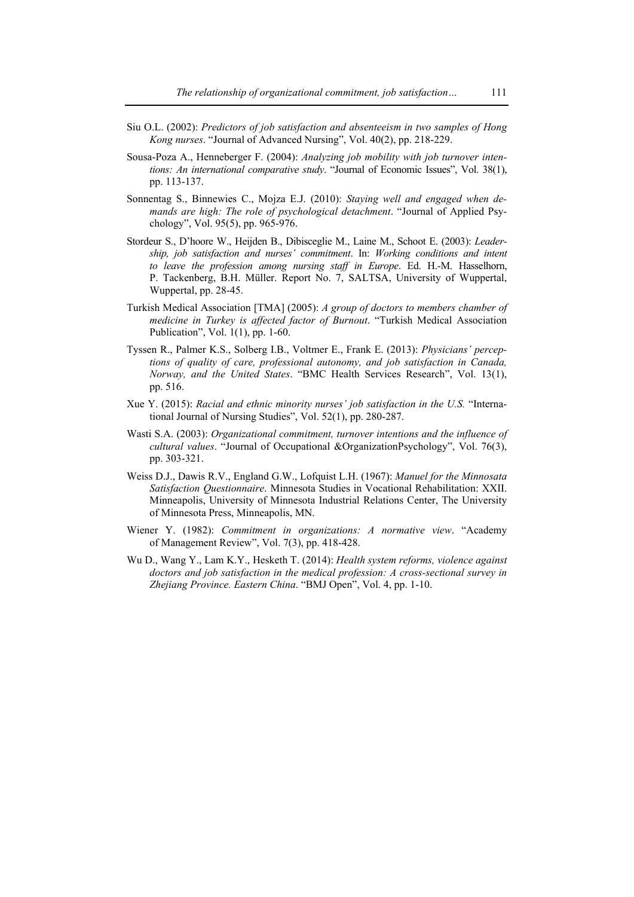Siu O.L. (2002): *Predictors of job satisfaction and absenteeism in two samples of Hong Kong nurses*. "Journal of Advanced Nursing", Vol. 40(2), pp. 218-229.

Sousa-Poza A., Henneberger F. (2004): *Analyzing job mobility with job turnover intentions: An international comparative study*. "Journal of Economic Issues", Vol. 38(1), pp. 113-137.

Sonnentag S., Binnewies C., Mojza E.J. (2010): *Staying well and engaged when demands are high: The role of psychological detachment*. "Journal of Applied Psychology", Vol. 95(5), pp. 965-976.

Stordeur S., D'hoore W., Heijden B., Dibisceglie M., Laine M., Schoot E. (2003): *Leadership, job satisfaction and nurses' commitment*. In: *Working conditions and intent to leave the profession among nursing staff in Europe*. Ed. H.-M. Hasselhorn, P. Tackenberg, B.H. Müller. Report No. 7, SALTSA, University of Wuppertal, Wuppertal, pp. 28-45.

Turkish Medical Association [TMA] (2005): *A group of doctors to members chamber of medicine in Turkey is affected factor of Burnout*. "Turkish Medical Association Publication", Vol. 1(1), pp. 1-60.

Tyssen R., Palmer K.S., Solberg I.B., Voltmer E., Frank E. (2013): *Physicians' perceptions of quality of care, professional autonomy, and job satisfaction in Canada, Norway, and the United States*. "BMC Health Services Research", Vol. 13(1), pp. 516.

Xue Y. (2015): *Racial and ethnic minority nurses' job satisfaction in the U.S.* "International Journal of Nursing Studies", Vol. 52(1), pp. 280-287.

Wasti S.A. (2003): *Organizational commitment, turnover intentions and the influence of cultural values*. "Journal of Occupational &OrganizationPsychology", Vol. 76(3), pp. 303-321.

Weiss D.J., Dawis R.V., England G.W., Lofquist L.H. (1967): *Manuel for the Minnosata Satisfaction Questionnaire*. Minnesota Studies in Vocational Rehabilitation: XXII. Minneapolis, University of Minnesota Industrial Relations Center, The University of Minnesota Press, Minneapolis, MN.

Wiener Y. (1982): *Commitment in organizations: A normative view*. "Academy of Management Review", Vol. 7(3), pp. 418-428.

Wu D., Wang Y., Lam K.Y., Hesketh T. (2014): *Health system reforms, violence against doctors and job satisfaction in the medical profession: A cross-sectional survey in Zhejiang Province. Eastern China*. "BMJ Open", Vol. 4, pp. 1-10.